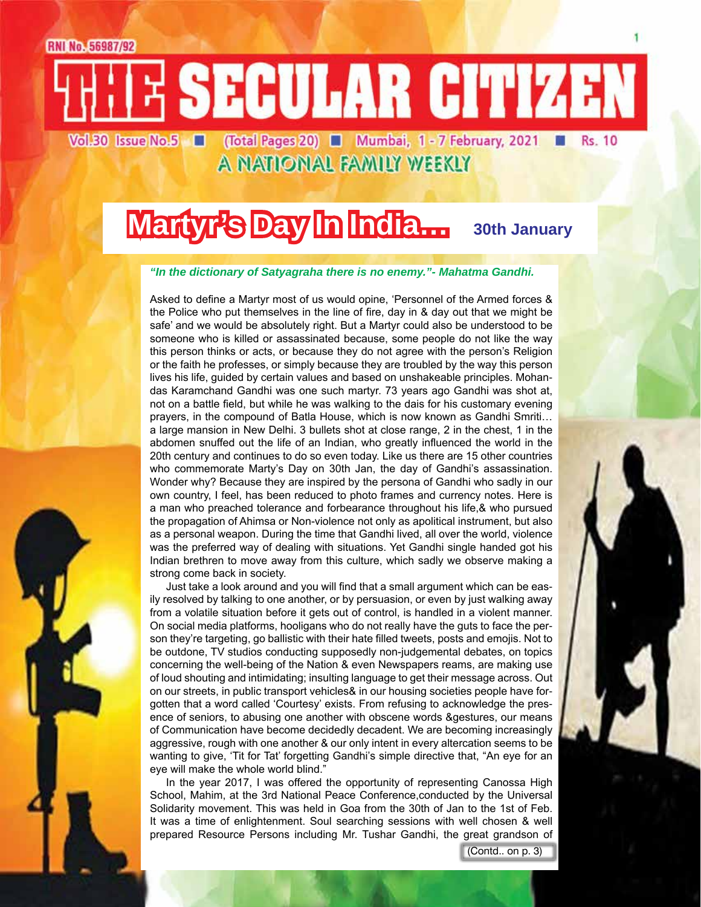RNI No. 56987/92

# THE SECULAR CITIZEN

Vol.30 Issue No.5 ■ (Total Pages 20) ■ Mumbai, 1 - 7 February, 2021 ■ Rs. 10

A NATIONAL FAMILY WEEKLY

## Martyr's Day In India... 30th January

***"In the dictionary of Satyagraha there is no enemy."- Mahatma Gandhi.***

Asked to define a Martyr most of us would opine, 'Personnel of the Armed forces & the Police who put themselves in the line of fire, day in & day out that we might be safe' and we would be absolutely right. But a Martyr could also be understood to be someone who is killed or assassinated because, some people do not like the way this person thinks or acts, or because they do not agree with the person's Religion or the faith he professes, or simply because they are troubled by the way this person lives his life, guided by certain values and based on unshakeable principles. Mohandas Karamchand Gandhi was one such martyr. 73 years ago Gandhi was shot at, not on a battle field, but while he was walking to the dais for his customary evening prayers, in the compound of Batla House, which is now known as Gandhi Smriti… a large mansion in New Delhi. 3 bullets shot at close range, 2 in the chest, 1 in the abdomen snuffed out the life of an Indian, who greatly influenced the world in the 20th century and continues to do so even today. Like us there are 15 other countries who commemorate Marty's Day on 30th Jan, the day of Gandhi's assassination. Wonder why? Because they are inspired by the persona of Gandhi who sadly in our own country, I feel, has been reduced to photo frames and currency notes. Here is a man who preached tolerance and forbearance throughout his life,& who pursued the propagation of Ahimsa or Non-violence not only as apolitical instrument, but also as a personal weapon. During the time that Gandhi lived, all over the world, violence was the preferred way of dealing with situations. Yet Gandhi single handed got his Indian brethren to move away from this culture, which sadly we observe making a strong come back in society.

Just take a look around and you will find that a small argument which can be easily resolved by talking to one another, or by persuasion, or even by just walking away from a volatile situation before it gets out of control, is handled in a violent manner. On social media platforms, hooligans who do not really have the guts to face the person they're targeting, go ballistic with their hate filled tweets, posts and emojis. Not to be outdone, TV studios conducting supposedly non-judgemental debates, on topics concerning the well-being of the Nation & even Newspapers reams, are making use of loud shouting and intimidating; insulting language to get their message across. Out on our streets, in public transport vehicles& in our housing societies people have forgotten that a word called 'Courtesy' exists. From refusing to acknowledge the presence of seniors, to abusing one another with obscene words &gestures, our means of Communication have become decidedly decadent. We are becoming increasingly aggressive, rough with one another & our only intent in every altercation seems to be wanting to give, 'Tit for Tat' forgetting Gandhi's simple directive that, "An eye for an eye will make the whole world blind."

In the year 2017, I was offered the opportunity of representing Canossa High School, Mahim, at the 3rd National Peace Conference,conducted by the Universal Solidarity movement. This was held in Goa from the 30th of Jan to the 1st of Feb. It was a time of enlightenment. Soul searching sessions with well chosen & well prepared Resource Persons including Mr. Tushar Gandhi, the great grandson of

(Contd.. on p. 3)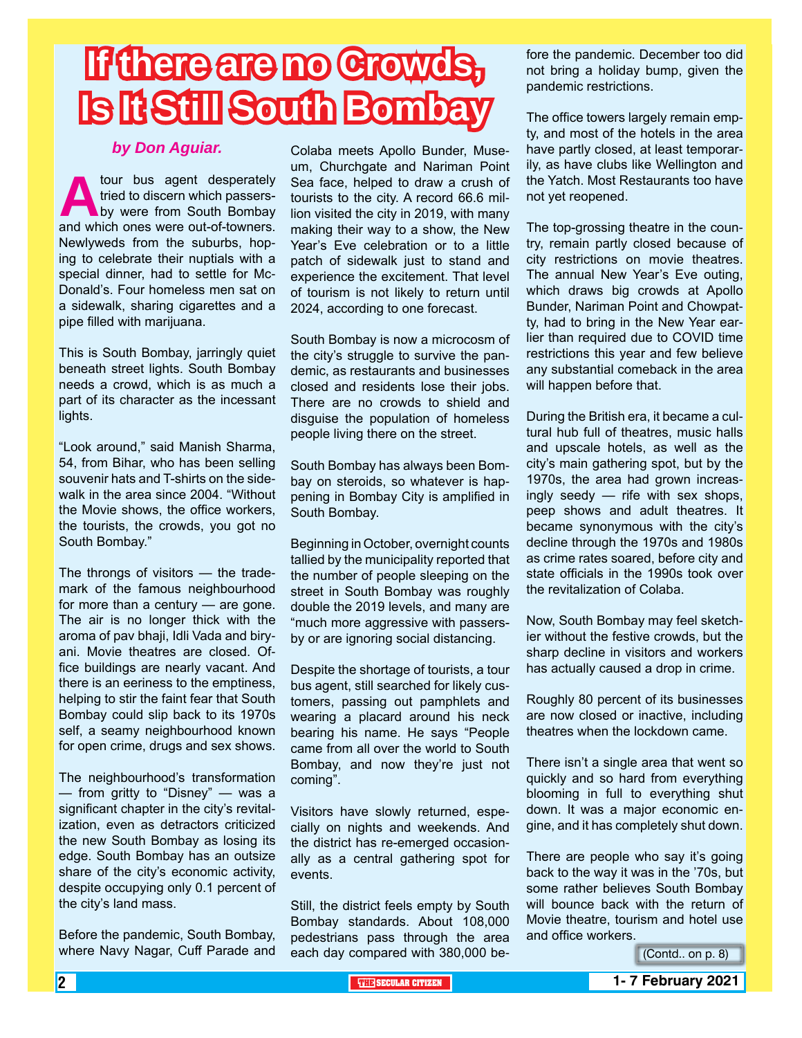# If there are no Crowds, Is It Still South Bombay

*by Don Aguiar.*

A tour bus agent desperately tried to discern which passers-by were from South Bombay and which ones were out-of-towners. Newlyweds from the suburbs, hoping to celebrate their nuptials with a special dinner, had to settle for McDonald's. Four homeless men sat on a sidewalk, sharing cigarettes and a pipe filled with marijuana.

This is South Bombay, jarringly quiet beneath street lights. South Bombay needs a crowd, which is as much a part of its character as the incessant lights.

"Look around," said Manish Sharma, 54, from Bihar, who has been selling souvenir hats and T-shirts on the sidewalk in the area since 2004. "Without the Movie shows, the office workers, the tourists, the crowds, you got no South Bombay."

The throngs of visitors — the trademark of the famous neighbourhood for more than a century — are gone. The air is no longer thick with the aroma of pav bhaji, Idli Vada and biryani. Movie theatres are closed. Office buildings are nearly vacant. And there is an eeriness to the emptiness, helping to stir the faint fear that South Bombay could slip back to its 1970s self, a seamy neighbourhood known for open crime, drugs and sex shows.

The neighbourhood's transformation — from gritty to "Disney" — was a significant chapter in the city's revitalization, even as detractors criticized the new South Bombay as losing its edge. South Bombay has an outsize share of the city's economic activity, despite occupying only 0.1 percent of the city's land mass.

Before the pandemic, South Bombay, where Navy Nagar, Cuff Parade and Colaba meets Apollo Bunder, Museum, Churchgate and Nariman Point Sea face, helped to draw a crush of tourists to the city. A record 66.6 million visited the city in 2019, with many making their way to a show, the New Year's Eve celebration or to a little patch of sidewalk just to stand and experience the excitement. That level of tourism is not likely to return until 2024, according to one forecast.

South Bombay is now a microcosm of the city's struggle to survive the pandemic, as restaurants and businesses closed and residents lose their jobs. There are no crowds to shield and disguise the population of homeless people living there on the street.

South Bombay has always been Bombay on steroids, so whatever is happening in Bombay City is amplified in South Bombay.

Beginning in October, overnight counts tallied by the municipality reported that the number of people sleeping on the street in South Bombay was roughly double the 2019 levels, and many are "much more aggressive with passers-by or are ignoring social distancing.

Despite the shortage of tourists, a tour bus agent, still searched for likely customers, passing out pamphlets and wearing a placard around his neck bearing his name. He says "People came from all over the world to South Bombay, and now they're just not coming".

Visitors have slowly returned, especially on nights and weekends. And the district has re-emerged occasionally as a central gathering spot for events.

Still, the district feels empty by South Bombay standards. About 108,000 pedestrians pass through the area each day compared with 380,000 before the pandemic. December too did not bring a holiday bump, given the pandemic restrictions.

The office towers largely remain empty, and most of the hotels in the area have partly closed, at least temporarily, as have clubs like Wellington and the Yatch. Most Restaurants too have not yet reopened.

The top-grossing theatre in the country, remain partly closed because of city restrictions on movie theatres. The annual New Year's Eve outing, which draws big crowds at Apollo Bunder, Nariman Point and Chowpatty, had to bring in the New Year earlier than required due to COVID time restrictions this year and few believe any substantial comeback in the area will happen before that.

During the British era, it became a cultural hub full of theatres, music halls and upscale hotels, as well as the city's main gathering spot, but by the 1970s, the area had grown increasingly seedy — rife with sex shops, peep shows and adult theatres. It became synonymous with the city's decline through the 1970s and 1980s as crime rates soared, before city and state officials in the 1990s took over the revitalization of Colaba.

Now, South Bombay may feel sketchier without the festive crowds, but the sharp decline in visitors and workers has actually caused a drop in crime.

Roughly 80 percent of its businesses are now closed or inactive, including theatres when the lockdown came.

There isn't a single area that went so quickly and so hard from everything blooming in full to everything shut down. It was a major economic engine, and it has completely shut down.

There are people who say it's going back to the way it was in the '70s, but some rather believes South Bombay will bounce back with the return of Movie theatre, tourism and hotel use and office workers.

(Contd.. on p. 8)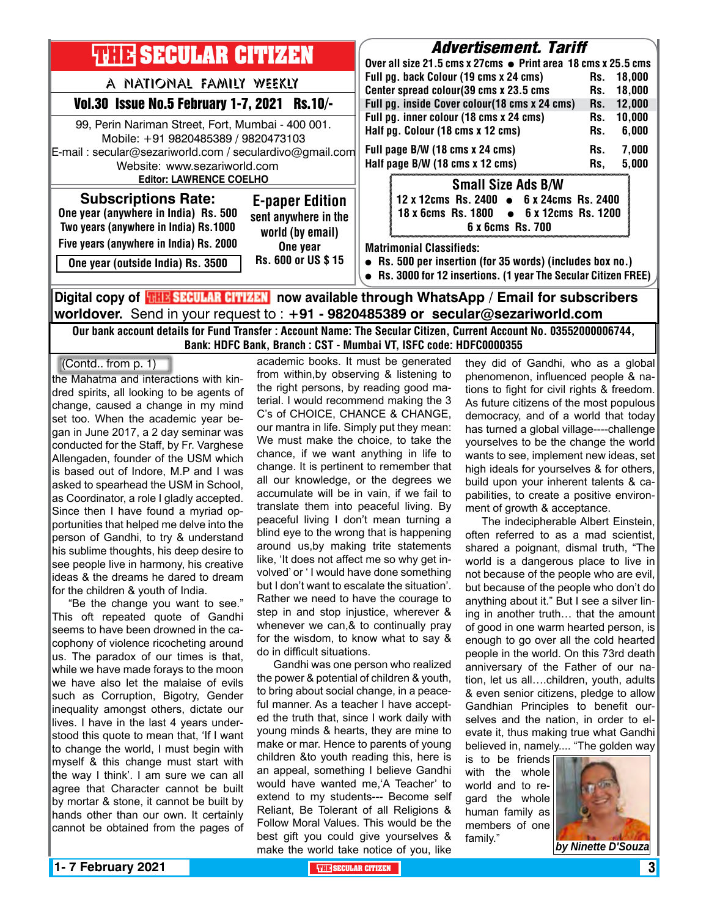# THE SECULAR CITIZEN

A NATIONAL FAMILY WEEKLY

**Vol.30 Issue No.5 February 1-7, 2021 Rs.10/-**

99, Perin Nariman Street, Fort, Mumbai - 400 001.
Mobile: +91 9820485389 / 9820473103
E-mail : secular@sezariworld.com / seculardivo@gmail.com
Website: www.sezariworld.com
**Editor: LAWRENCE COELHO**

## Subscriptions Rate:

One year (anywhere in India) Rs. 500
Two years (anywhere in India) Rs.1000
Five years (anywhere in India) Rs. 2000
One year (outside India) Rs. 3500

## E-paper Edition

sent anywhere in the world (by email)
One year
Rs. 600 or US $ 15

## Advertisement. Tariff

Over all size 21.5 cms x 27cms • Print area 18 cms x 25.5 cms

| | |
|---|---|
| Full pg. back Colour (19 cms x 24 cms) | Rs. 18,000 |
| Center spread colour(39 cms x 23.5 cms | Rs. 18,000 |
| Full pg. inside Cover colour(18 cms x 24 cms) | Rs. 12,000 |
| Full pg. inner colour (18 cms x 24 cms) | Rs. 10,000 |
| Half pg. Colour (18 cms x 12 cms) | Rs. 6,000 |
| Full page B/W (18 cms x 24 cms) | Rs. 7,000 |
| Half page B/W (18 cms x 12 cms) | Rs, 5,000 |

### Small Size Ads B/W

12 x 12cms Rs. 2400 • 6 x 24cms Rs. 2400
18 x 6cms Rs. 1800 • 6 x 12cms Rs. 1200
6 x 6cms Rs. 700

**Matrimonial Classifieds:**

- Rs. 500 per insertion (for 35 words) (includes box no.)
- Rs. 3000 for 12 insertions. (1 year The Secular Citizen FREE)

**Digital copy of THE SECULAR CITIZEN now available through WhatsApp / Email for subscribers worldover.** Send in your request to : **+91 - 9820485389 or secular@sezariworld.com**

**Our bank account details for Fund Transfer : Account Name: The Secular Citizen, Current Account No. 03552000006744, Bank: HDFC Bank, Branch : CST - Mumbai VT, ISFC code: HDFC0000355**

(Contd.. from p. 1)

the Mahatma and interactions with kindred spirits, all looking to be agents of change, caused a change in my mind set too. When the academic year began in June 2017, a 2 day seminar was conducted for the Staff, by Fr. Varghese Allengaden, founder of the USM which is based out of Indore, M.P and I was asked to spearhead the USM in School, as Coordinator, a role I gladly accepted. Since then I have found a myriad opportunities that helped me delve into the person of Gandhi, to try & understand his sublime thoughts, his deep desire to see people live in harmony, his creative ideas & the dreams he dared to dream for the children & youth of India.

"Be the change you want to see." This oft repeated quote of Gandhi seems to have been drowned in the cacophony of violence ricocheting around us. The paradox of our times is that, while we have made forays to the moon we have also let the malaise of evils such as Corruption, Bigotry, Gender inequality amongst others, dictate our lives. I have in the last 4 years understood this quote to mean that, 'If I want to change the world, I must begin with myself & this change must start with the way I think'. I am sure we can all agree that Character cannot be built by mortar & stone, it cannot be built by hands other than our own. It certainly cannot be obtained from the pages of academic books. It must be generated from within,by observing & listening to the right persons, by reading good material. I would recommend making the 3 C's of CHOICE, CHANCE & CHANGE, our mantra in life. Simply put they mean: We must make the choice, to take the chance, if we want anything in life to change. It is pertinent to remember that all our knowledge, or the degrees we accumulate will be in vain, if we fail to translate them into peaceful living. By peaceful living I don't mean turning a blind eye to the wrong that is happening around us,by making trite statements like, 'It does not affect me so why get involved' or ' I would have done something but I don't want to escalate the situation'. Rather we need to have the courage to step in and stop injustice, wherever & whenever we can,& to continually pray for the wisdom, to know what to say & do in difficult situations.

Gandhi was one person who realized the power & potential of children & youth, to bring about social change, in a peaceful manner. As a teacher I have accepted the truth that, since I work daily with young minds & hearts, they are mine to make or mar. Hence to parents of young children &to youth reading this, here is an appeal, something I believe Gandhi would have wanted me,'A Teacher' to extend to my students--- Become self Reliant, Be Tolerant of all Religions & Follow Moral Values. This would be the best gift you could give yourselves & make the world take notice of you, like they did of Gandhi, who as a global phenomenon, influenced people & nations to fight for civil rights & freedom. As future citizens of the most populous democracy, and of a world that today has turned a global village----challenge yourselves to be the change the world wants to see, implement new ideas, set high ideals for yourselves & for others, build upon your inherent talents & capabilities, to create a positive environment of growth & acceptance.

The indecipherable Albert Einstein, often referred to as a mad scientist, shared a poignant, dismal truth, "The world is a dangerous place to live in not because of the people who are evil, but because of the people who don't do anything about it." But I see a silver lining in another truth… that the amount of good in one warm hearted person, is enough to go over all the cold hearted people in the world. On this 73rd death anniversary of the Father of our nation, let us all….children, youth, adults & even senior citizens, pledge to allow Gandhian Principles to benefit ourselves and the nation, in order to elevate it, thus making true what Gandhi believed in, namely.... "The golden way is to be friends with the whole world and to regard the whole human family as members of one family."

*by Ninette D'Souza*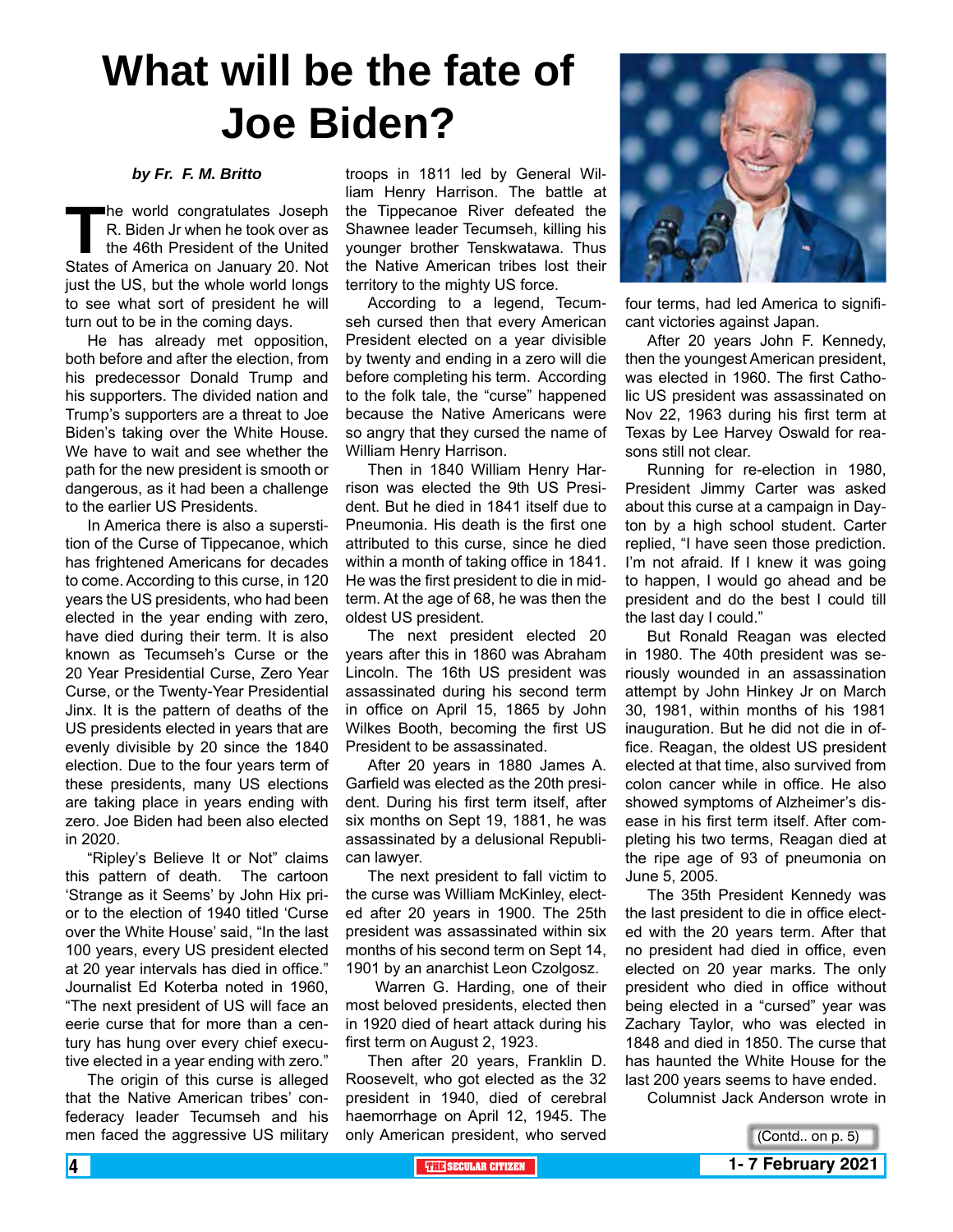# What will be the fate of Joe Biden?

*by Fr. F. M. Britto*

The world congratulates Joseph R. Biden Jr when he took over as the 46th President of the United States of America on January 20. Not just the US, but the whole world longs to see what sort of president he will turn out to be in the coming days.

He has already met opposition, both before and after the election, from his predecessor Donald Trump and his supporters. The divided nation and Trump's supporters are a threat to Joe Biden's taking over the White House. We have to wait and see whether the path for the new president is smooth or dangerous, as it had been a challenge to the earlier US Presidents.

In America there is also a superstition of the Curse of Tippecanoe, which has frightened Americans for decades to come. According to this curse, in 120 years the US presidents, who had been elected in the year ending with zero, have died during their term. It is also known as Tecumseh's Curse or the 20 Year Presidential Curse, Zero Year Curse, or the Twenty-Year Presidential Jinx. It is the pattern of deaths of the US presidents elected in years that are evenly divisible by 20 since the 1840 election. Due to the four years term of these presidents, many US elections are taking place in years ending with zero. Joe Biden had been also elected in 2020.

"Ripley's Believe It or Not" claims this pattern of death. The cartoon 'Strange as it Seems' by John Hix prior to the election of 1940 titled 'Curse over the White House' said, "In the last 100 years, every US president elected at 20 year intervals has died in office." Journalist Ed Koterba noted in 1960, "The next president of US will face an eerie curse that for more than a century has hung over every chief executive elected in a year ending with zero."

The origin of this curse is alleged that the Native American tribes' confederacy leader Tecumseh and his men faced the aggressive US military troops in 1811 led by General William Henry Harrison. The battle at the Tippecanoe River defeated the Shawnee leader Tecumseh, killing his younger brother Tenskwatawa. Thus the Native American tribes lost their territory to the mighty US force.

According to a legend, Tecumseh cursed then that every American President elected on a year divisible by twenty and ending in a zero will die before completing his term. According to the folk tale, the "curse" happened because the Native Americans were so angry that they cursed the name of William Henry Harrison.

Then in 1840 William Henry Harrison was elected the 9th US President. But he died in 1841 itself due to Pneumonia. His death is the first one attributed to this curse, since he died within a month of taking office in 1841. He was the first president to die in midterm. At the age of 68, he was then the oldest US president.

The next president elected 20 years after this in 1860 was Abraham Lincoln. The 16th US president was assassinated during his second term in office on April 15, 1865 by John Wilkes Booth, becoming the first US President to be assassinated.

After 20 years in 1880 James A. Garfield was elected as the 20th president. During his first term itself, after six months on Sept 19, 1881, he was assassinated by a delusional Republican lawyer.

The next president to fall victim to the curse was William McKinley, elected after 20 years in 1900. The 25th president was assassinated within six months of his second term on Sept 14, 1901 by an anarchist Leon Czolgosz.

Warren G. Harding, one of their most beloved presidents, elected then in 1920 died of heart attack during his first term on August 2, 1923.

Then after 20 years, Franklin D. Roosevelt, who got elected as the 32 president in 1940, died of cerebral haemorrhage on April 12, 1945. The only American president, who served four terms, had led America to significant victories against Japan.

After 20 years John F. Kennedy, then the youngest American president, was elected in 1960. The first Catholic US president was assassinated on Nov 22, 1963 during his first term at Texas by Lee Harvey Oswald for reasons still not clear.

Running for re-election in 1980, President Jimmy Carter was asked about this curse at a campaign in Dayton by a high school student. Carter replied, "I have seen those prediction. I'm not afraid. If I knew it was going to happen, I would go ahead and be president and do the best I could till the last day I could."

But Ronald Reagan was elected in 1980. The 40th president was seriously wounded in an assassination attempt by John Hinkey Jr on March 30, 1981, within months of his 1981 inauguration. But he did not die in office. Reagan, the oldest US president elected at that time, also survived from colon cancer while in office. He also showed symptoms of Alzheimer's disease in his first term itself. After completing his two terms, Reagan died at the ripe age of 93 of pneumonia on June 5, 2005.

The 35th President Kennedy was the last president to die in office elected with the 20 years term. After that no president had died in office, even elected on 20 year marks. The only president who died in office without being elected in a "cursed" year was Zachary Taylor, who was elected in 1848 and died in 1850. The curse that has haunted the White House for the last 200 years seems to have ended.

Columnist Jack Anderson wrote in

(Contd.. on p. 5)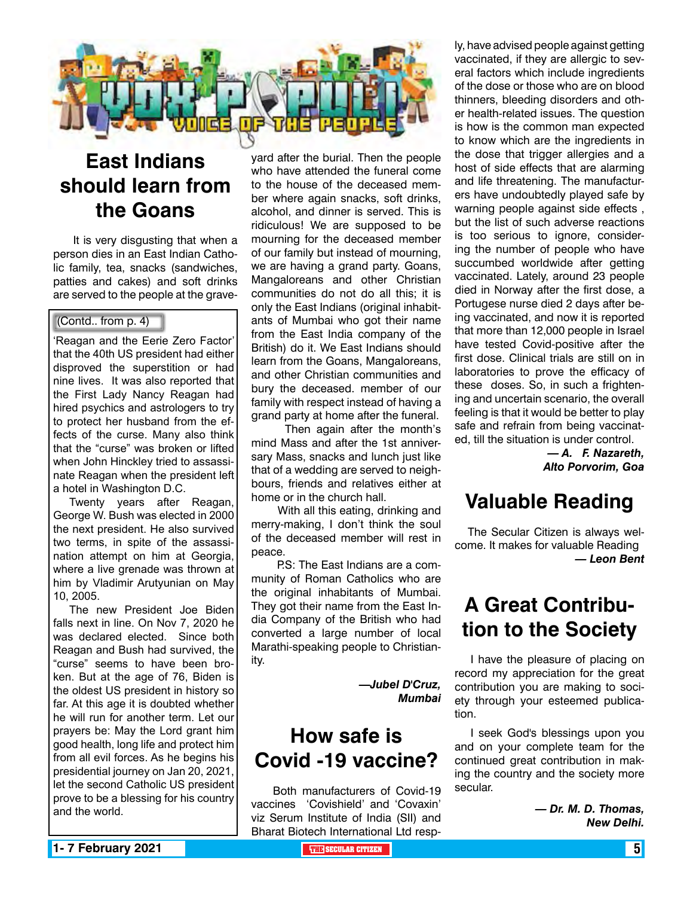# VOX POPULI — VOICE OF THE PEOPLE

## East Indians should learn from the Goans

It is very disgusting that when a person dies in an East Indian Catholic family, tea, snacks (sandwiches, patties and cakes) and soft drinks are served to the people at the graveyard after the burial. Then the people who have attended the funeral come to the house of the deceased member where again snacks, soft drinks, alcohol, and dinner is served. This is ridiculous! We are supposed to be mourning for the deceased member of our family but instead of mourning, we are having a grand party. Goans, Mangaloreans and other Christian communities do not do all this; it is only the East Indians (original inhabitants of Mumbai who got their name from the East India company of the British) do it. We East Indians should learn from the Goans, Mangaloreans, and other Christian communities and bury the deceased. member of our family with respect instead of having a grand party at home after the funeral.

Then again after the month's mind Mass and after the 1st anniversary Mass, snacks and lunch just like that of a wedding are served to neighbours, friends and relatives either at home or in the church hall.

With all this eating, drinking and merry-making, I don't think the soul of the deceased member will rest in peace.

P.S: The East Indians are a community of Roman Catholics who are the original inhabitants of Mumbai. They got their name from the East India Company of the British who had converted a large number of local Marathi-speaking people to Christianity.

***—Jubel D'Cruz, Mumbai***

(Contd.. from p. 4)

'Reagan and the Eerie Zero Factor' that the 40th US president had either disproved the superstition or had nine lives. It was also reported that the First Lady Nancy Reagan had hired psychics and astrologers to try to protect her husband from the effects of the curse. Many also think that the "curse" was broken or lifted when John Hinckley tried to assassinate Reagan when the president left a hotel in Washington D.C.

Twenty years after Reagan, George W. Bush was elected in 2000 the next president. He also survived two terms, in spite of the assassination attempt on him at Georgia, where a live grenade was thrown at him by Vladimir Arutyunian on May 10, 2005.

The new President Joe Biden falls next in line. On Nov 7, 2020 he was declared elected. Since both Reagan and Bush had survived, the "curse" seems to have been broken. But at the age of 76, Biden is the oldest US president in history so far. At this age it is doubted whether he will run for another term. Let our prayers be: May the Lord grant him good health, long life and protect him from all evil forces. As he begins his presidential journey on Jan 20, 2021, let the second Catholic US president prove to be a blessing for his country and the world.

## How safe is Covid -19 vaccine?

Both manufacturers of Covid-19 vaccines 'Covishield' and 'Covaxin' viz Serum Institute of India (SII) and Bharat Biotech International Ltd respectively, have advised people against getting vaccinated, if they are allergic to several factors which include ingredients of the dose or those who are on blood thinners, bleeding disorders and other health-related issues. The question is how is the common man expected to know which are the ingredients in the dose that trigger allergies and a host of side effects that are alarming and life threatening. The manufacturers have undoubtedly played safe by warning people against side effects , but the list of such adverse reactions is too serious to ignore, considering the number of people who have succumbed worldwide after getting vaccinated. Lately, around 23 people died in Norway after the first dose, a Portugese nurse died 2 days after being vaccinated, and now it is reported that more than 12,000 people in Israel have tested Covid-positive after the first dose. Clinical trials are still on in laboratories to prove the efficacy of these doses. So, in such a frightening and uncertain scenario, the overall feeling is that it would be better to play safe and refrain from being vaccinated, till the situation is under control.

***— A. F. Nazareth, Alto Porvorim, Goa***

## Valuable Reading

The Secular Citizen is always welcome. It makes for valuable Reading

***— Leon Bent***

## A Great Contribution to the Society

I have the pleasure of placing on record my appreciation for the great contribution you are making to society through your esteemed publication.

I seek God's blessings upon you and on your complete team for the continued great contribution in making the country and the society more secular.

***— Dr. M. D. Thomas, New Delhi.***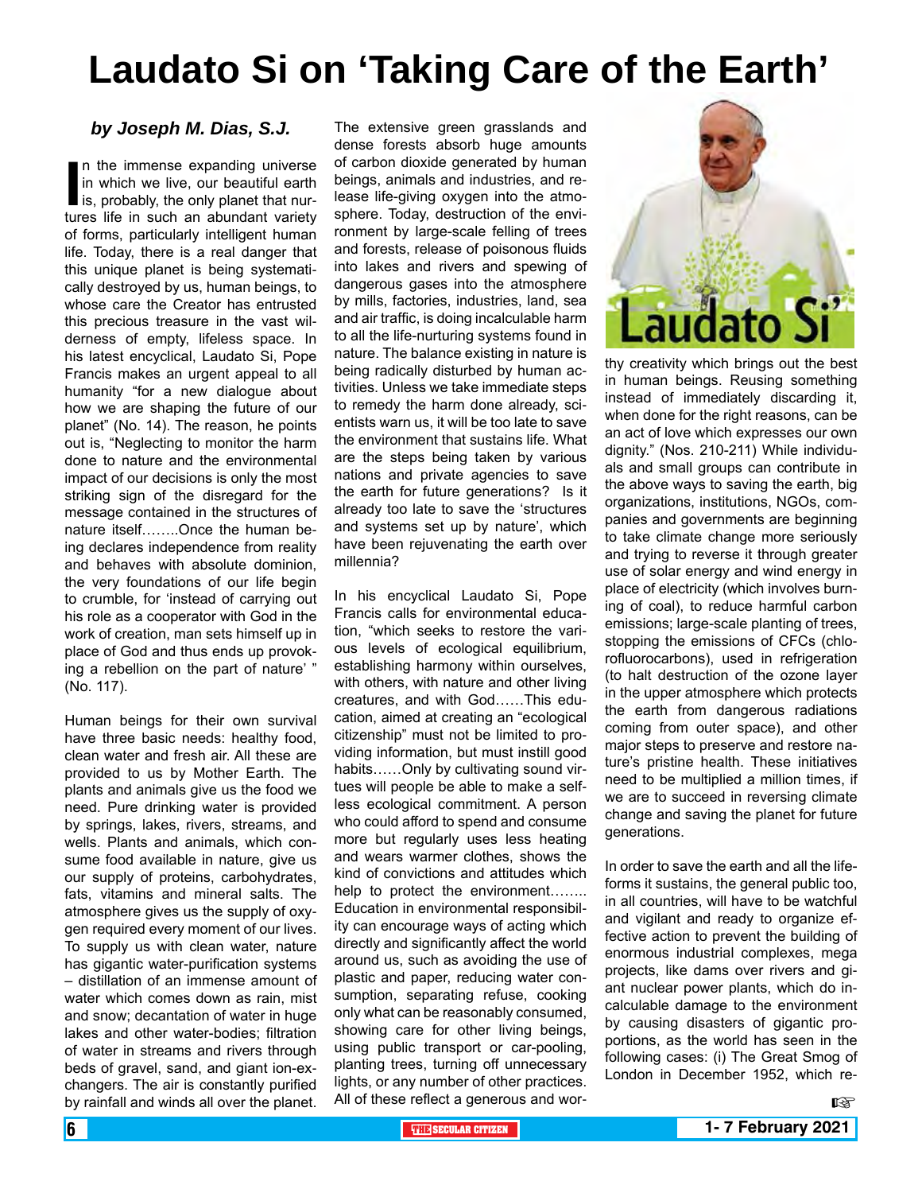# Laudato Si on 'Taking Care of the Earth'

***by Joseph M. Dias, S.J.***

In the immense expanding universe in which we live, our beautiful earth is, probably, the only planet that nurtures life in such an abundant variety of forms, particularly intelligent human life. Today, there is a real danger that this unique planet is being systematically destroyed by us, human beings, to whose care the Creator has entrusted this precious treasure in the vast wilderness of empty, lifeless space. In his latest encyclical, Laudato Si, Pope Francis makes an urgent appeal to all humanity "for a new dialogue about how we are shaping the future of our planet" (No. 14). The reason, he points out is, "Neglecting to monitor the harm done to nature and the environmental impact of our decisions is only the most striking sign of the disregard for the message contained in the structures of nature itself……..Once the human being declares independence from reality and behaves with absolute dominion, the very foundations of our life begin to crumble, for 'instead of carrying out his role as a cooperator with God in the work of creation, man sets himself up in place of God and thus ends up provoking a rebellion on the part of nature' " (No. 117).

Human beings for their own survival have three basic needs: healthy food, clean water and fresh air. All these are provided to us by Mother Earth. The plants and animals give us the food we need. Pure drinking water is provided by springs, lakes, rivers, streams, and wells. Plants and animals, which consume food available in nature, give us our supply of proteins, carbohydrates, fats, vitamins and mineral salts. The atmosphere gives us the supply of oxygen required every moment of our lives. To supply us with clean water, nature has gigantic water-purification systems – distillation of an immense amount of water which comes down as rain, mist and snow; decantation of water in huge lakes and other water-bodies; filtration of water in streams and rivers through beds of gravel, sand, and giant ion-exchangers. The air is constantly purified by rainfall and winds all over the planet. The extensive green grasslands and dense forests absorb huge amounts of carbon dioxide generated by human beings, animals and industries, and release life-giving oxygen into the atmosphere. Today, destruction of the environment by large-scale felling of trees and forests, release of poisonous fluids into lakes and rivers and spewing of dangerous gases into the atmosphere by mills, factories, industries, land, sea and air traffic, is doing incalculable harm to all the life-nurturing systems found in nature. The balance existing in nature is being radically disturbed by human activities. Unless we take immediate steps to remedy the harm done already, scientists warn us, it will be too late to save the environment that sustains life. What are the steps being taken by various nations and private agencies to save the earth for future generations? Is it already too late to save the 'structures and systems set up by nature', which have been rejuvenating the earth over millennia?

In his encyclical Laudato Si, Pope Francis calls for environmental education, "which seeks to restore the various levels of ecological equilibrium, establishing harmony within ourselves, with others, with nature and other living creatures, and with God……This education, aimed at creating an "ecological citizenship" must not be limited to providing information, but must instill good habits……Only by cultivating sound virtues will people be able to make a selfless ecological commitment. A person who could afford to spend and consume more but regularly uses less heating and wears warmer clothes, shows the kind of convictions and attitudes which help to protect the environment…….. Education in environmental responsibility can encourage ways of acting which directly and significantly affect the world around us, such as avoiding the use of plastic and paper, reducing water consumption, separating refuse, cooking only what can be reasonably consumed, showing care for other living beings, using public transport or car-pooling, planting trees, turning off unnecessary lights, or any number of other practices. All of these reflect a generous and worthy creativity which brings out the best in human beings. Reusing something instead of immediately discarding it, when done for the right reasons, can be an act of love which expresses our own dignity." (Nos. 210-211) While individuals and small groups can contribute in the above ways to saving the earth, big organizations, institutions, NGOs, companies and governments are beginning to take climate change more seriously and trying to reverse it through greater use of solar energy and wind energy in place of electricity (which involves burning of coal), to reduce harmful carbon emissions; large-scale planting of trees, stopping the emissions of CFCs (chlorofluorocarbons), used in refrigeration (to halt destruction of the ozone layer in the upper atmosphere which protects the earth from dangerous radiations coming from outer space), and other major steps to preserve and restore nature's pristine health. These initiatives need to be multiplied a million times, if we are to succeed in reversing climate change and saving the planet for future generations.

In order to save the earth and all the life-forms it sustains, the general public too, in all countries, will have to be watchful and vigilant and ready to organize effective action to prevent the building of enormous industrial complexes, mega projects, like dams over rivers and giant nuclear power plants, which do incalculable damage to the environment by causing disasters of gigantic proportions, as the world has seen in the following cases: (i) The Great Smog of London in December 1952, which re-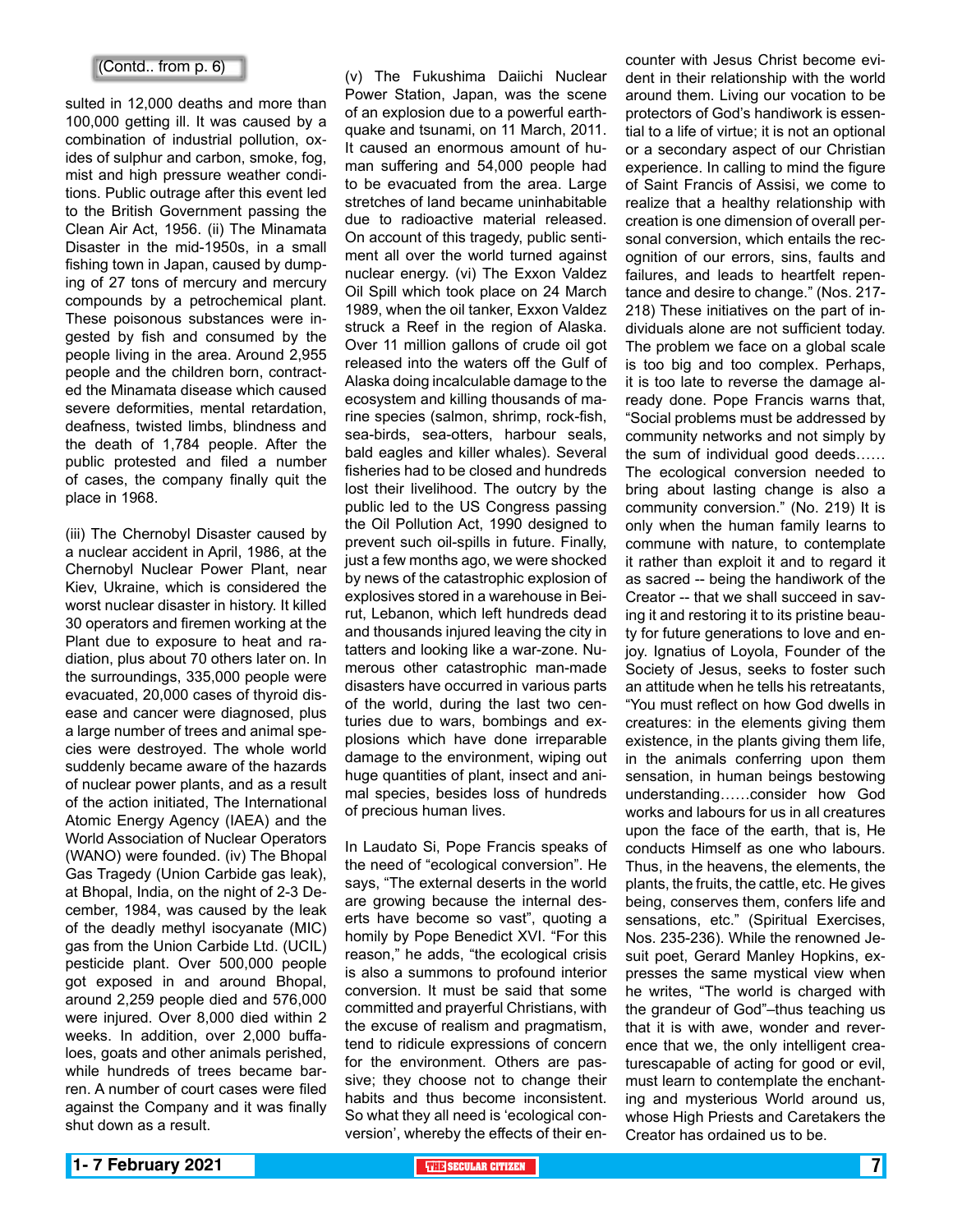(Contd.. from p. 6)

sulted in 12,000 deaths and more than 100,000 getting ill. It was caused by a combination of industrial pollution, oxides of sulphur and carbon, smoke, fog, mist and high pressure weather conditions. Public outrage after this event led to the British Government passing the Clean Air Act, 1956. (ii) The Minamata Disaster in the mid-1950s, in a small fishing town in Japan, caused by dumping of 27 tons of mercury and mercury compounds by a petrochemical plant. These poisonous substances were ingested by fish and consumed by the people living in the area. Around 2,955 people and the children born, contracted the Minamata disease which caused severe deformities, mental retardation, deafness, twisted limbs, blindness and the death of 1,784 people. After the public protested and filed a number of cases, the company finally quit the place in 1968.

(iii) The Chernobyl Disaster caused by a nuclear accident in April, 1986, at the Chernobyl Nuclear Power Plant, near Kiev, Ukraine, which is considered the worst nuclear disaster in history. It killed 30 operators and firemen working at the Plant due to exposure to heat and radiation, plus about 70 others later on. In the surroundings, 335,000 people were evacuated, 20,000 cases of thyroid disease and cancer were diagnosed, plus a large number of trees and animal species were destroyed. The whole world suddenly became aware of the hazards of nuclear power plants, and as a result of the action initiated, The International Atomic Energy Agency (IAEA) and the World Association of Nuclear Operators (WANO) were founded. (iv) The Bhopal Gas Tragedy (Union Carbide gas leak), at Bhopal, India, on the night of 2-3 December, 1984, was caused by the leak of the deadly methyl isocyanate (MIC) gas from the Union Carbide Ltd. (UCIL) pesticide plant. Over 500,000 people got exposed in and around Bhopal, around 2,259 people died and 576,000 were injured. Over 8,000 died within 2 weeks. In addition, over 2,000 buffaloes, goats and other animals perished, while hundreds of trees became barren. A number of court cases were filed against the Company and it was finally shut down as a result.

(v) The Fukushima Daiichi Nuclear Power Station, Japan, was the scene of an explosion due to a powerful earthquake and tsunami, on 11 March, 2011. It caused an enormous amount of human suffering and 54,000 people had to be evacuated from the area. Large stretches of land became uninhabitable due to radioactive material released. On account of this tragedy, public sentiment all over the world turned against nuclear energy. (vi) The Exxon Valdez Oil Spill which took place on 24 March 1989, when the oil tanker, Exxon Valdez struck a Reef in the region of Alaska. Over 11 million gallons of crude oil got released into the waters off the Gulf of Alaska doing incalculable damage to the ecosystem and killing thousands of marine species (salmon, shrimp, rock-fish, sea-birds, sea-otters, harbour seals, bald eagles and killer whales). Several fisheries had to be closed and hundreds lost their livelihood. The outcry by the public led to the US Congress passing the Oil Pollution Act, 1990 designed to prevent such oil-spills in future. Finally, just a few months ago, we were shocked by news of the catastrophic explosion of explosives stored in a warehouse in Beirut, Lebanon, which left hundreds dead and thousands injured leaving the city in tatters and looking like a war-zone. Numerous other catastrophic man-made disasters have occurred in various parts of the world, during the last two centuries due to wars, bombings and explosions which have done irreparable damage to the environment, wiping out huge quantities of plant, insect and animal species, besides loss of hundreds of precious human lives.

In Laudato Si, Pope Francis speaks of the need of "ecological conversion". He says, "The external deserts in the world are growing because the internal deserts have become so vast", quoting a homily by Pope Benedict XVI. "For this reason," he adds, "the ecological crisis is also a summons to profound interior conversion. It must be said that some committed and prayerful Christians, with the excuse of realism and pragmatism, tend to ridicule expressions of concern for the environment. Others are passive; they choose not to change their habits and thus become inconsistent. So what they all need is 'ecological conversion', whereby the effects of their encounter with Jesus Christ become evident in their relationship with the world around them. Living our vocation to be protectors of God's handiwork is essential to a life of virtue; it is not an optional or a secondary aspect of our Christian experience. In calling to mind the figure of Saint Francis of Assisi, we come to realize that a healthy relationship with creation is one dimension of overall personal conversion, which entails the recognition of our errors, sins, faults and failures, and leads to heartfelt repentance and desire to change." (Nos. 217-218) These initiatives on the part of individuals alone are not sufficient today. The problem we face on a global scale is too big and too complex. Perhaps, it is too late to reverse the damage already done. Pope Francis warns that, "Social problems must be addressed by community networks and not simply by the sum of individual good deeds…… The ecological conversion needed to bring about lasting change is also a community conversion." (No. 219) It is only when the human family learns to commune with nature, to contemplate it rather than exploit it and to regard it as sacred -- being the handiwork of the Creator -- that we shall succeed in saving it and restoring it to its pristine beauty for future generations to love and enjoy. Ignatius of Loyola, Founder of the Society of Jesus, seeks to foster such an attitude when he tells his retreatants, "You must reflect on how God dwells in creatures: in the elements giving them existence, in the plants giving them life, in the animals conferring upon them sensation, in human beings bestowing understanding……consider how God works and labours for us in all creatures upon the face of the earth, that is, He conducts Himself as one who labours. Thus, in the heavens, the elements, the plants, the fruits, the cattle, etc. He gives being, conserves them, confers life and sensations, etc." (Spiritual Exercises, Nos. 235-236). While the renowned Jesuit poet, Gerard Manley Hopkins, expresses the same mystical view when he writes, "The world is charged with the grandeur of God"–thus teaching us that it is with awe, wonder and reverence that we, the only intelligent creaturescapable of acting for good or evil, must learn to contemplate the enchanting and mysterious World around us, whose High Priests and Caretakers the Creator has ordained us to be.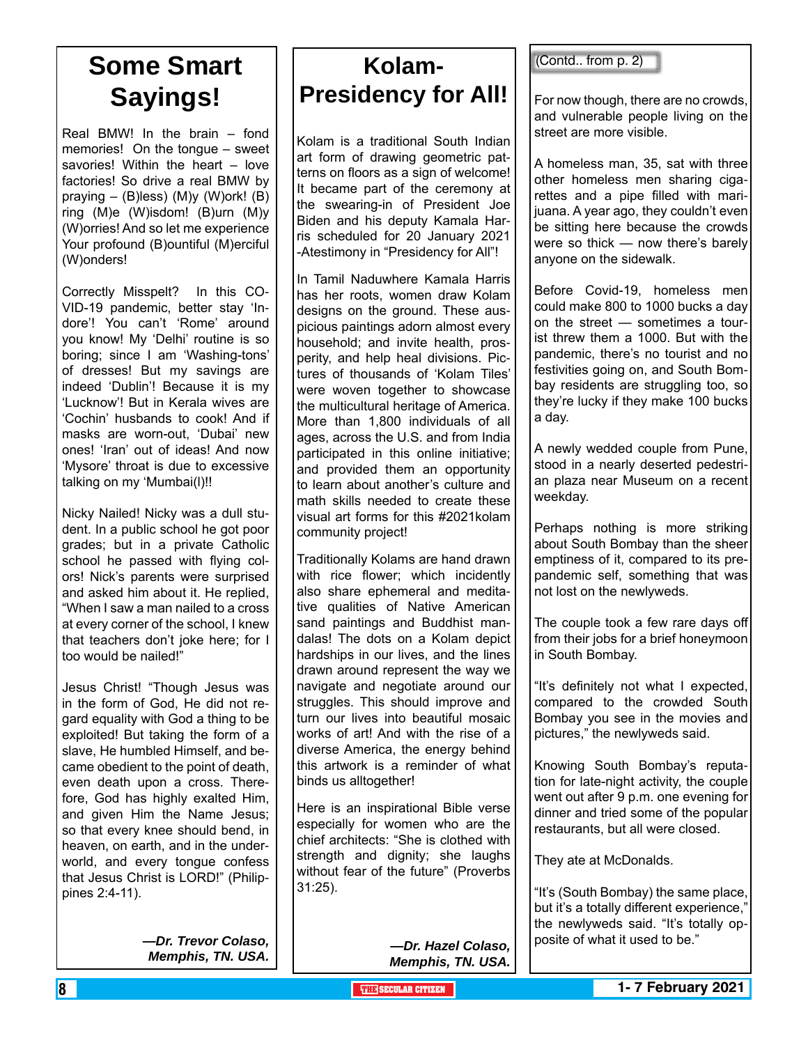# Some Smart Sayings!

Real BMW! In the brain – fond memories! On the tongue – sweet savories! Within the heart – love factories! So drive a real BMW by praying – (B)less) (M)y (W)ork! (B) ring (M)e (W)isdom! (B)urn (M)y (W)orries! And so let me experience Your profound (B)ountiful (M)erciful (W)onders!

Correctly Misspelt? In this COVID-19 pandemic, better stay 'Indore'! You can't 'Rome' around you know! My 'Delhi' routine is so boring; since I am 'Washing-tons' of dresses! But my savings are indeed 'Dublin'! Because it is my 'Lucknow'! But in Kerala wives are 'Cochin' husbands to cook! And if masks are worn-out, 'Dubai' new ones! 'Iran' out of ideas! And now 'Mysore' throat is due to excessive talking on my 'Mumbai(l)!!

Nicky Nailed! Nicky was a dull student. In a public school he got poor grades; but in a private Catholic school he passed with flying colors! Nick's parents were surprised and asked him about it. He replied, "When I saw a man nailed to a cross at every corner of the school, I knew that teachers don't joke here; for I too would be nailed!"

Jesus Christ! "Though Jesus was in the form of God, He did not regard equality with God a thing to be exploited! But taking the form of a slave, He humbled Himself, and became obedient to the point of death, even death upon a cross. Therefore, God has highly exalted Him, and given Him the Name Jesus; so that every knee should bend, in heaven, on earth, and in the underworld, and every tongue confess that Jesus Christ is LORD!" (Philippines 2:4-11).

***—Dr. Trevor Colaso, Memphis, TN. USA.***

# Kolam-Presidency for All!

Kolam is a traditional South Indian art form of drawing geometric patterns on floors as a sign of welcome! It became part of the ceremony at the swearing-in of President Joe Biden and his deputy Kamala Harris scheduled for 20 January 2021 -Atestimony in "Presidency for All"!

In Tamil Naduwhere Kamala Harris has her roots, women draw Kolam designs on the ground. These auspicious paintings adorn almost every household; and invite health, prosperity, and help heal divisions. Pictures of thousands of 'Kolam Tiles' were woven together to showcase the multicultural heritage of America. More than 1,800 individuals of all ages, across the U.S. and from India participated in this online initiative; and provided them an opportunity to learn about another's culture and math skills needed to create these visual art forms for this #2021kolam community project!

Traditionally Kolams are hand drawn with rice flower; which incidently also share ephemeral and meditative qualities of Native American sand paintings and Buddhist mandalas! The dots on a Kolam depict hardships in our lives, and the lines drawn around represent the way we navigate and negotiate around our struggles. This should improve and turn our lives into beautiful mosaic works of art! And with the rise of a diverse America, the energy behind this artwork is a reminder of what binds us alltogether!

Here is an inspirational Bible verse especially for women who are the chief architects: "She is clothed with strength and dignity; she laughs without fear of the future" (Proverbs 31:25).

***—Dr. Hazel Colaso, Memphis, TN. USA.***

(Contd.. from p. 2)

For now though, there are no crowds, and vulnerable people living on the street are more visible.

A homeless man, 35, sat with three other homeless men sharing cigarettes and a pipe filled with marijuana. A year ago, they couldn't even be sitting here because the crowds were so thick — now there's barely anyone on the sidewalk.

Before Covid-19, homeless men could make 800 to 1000 bucks a day on the street — sometimes a tourist threw them a 1000. But with the pandemic, there's no tourist and no festivities going on, and South Bombay residents are struggling too, so they're lucky if they make 100 bucks a day.

A newly wedded couple from Pune, stood in a nearly deserted pedestrian plaza near Museum on a recent weekday.

Perhaps nothing is more striking about South Bombay than the sheer emptiness of it, compared to its pre-pandemic self, something that was not lost on the newlyweds.

The couple took a few rare days off from their jobs for a brief honeymoon in South Bombay.

"It's definitely not what I expected, compared to the crowded South Bombay you see in the movies and pictures," the newlyweds said.

Knowing South Bombay's reputation for late-night activity, the couple went out after 9 p.m. one evening for dinner and tried some of the popular restaurants, but all were closed.

They ate at McDonalds.

"It's (South Bombay) the same place, but it's a totally different experience," the newlyweds said. "It's totally opposite of what it used to be."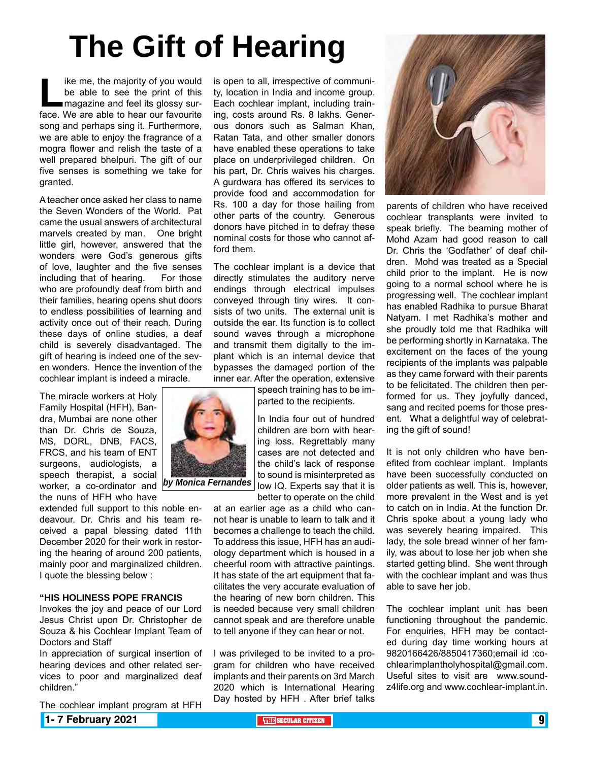# The Gift of Hearing

*by Monica Fernandes*

Like me, the majority of you would be able to see the print of this magazine and feel its glossy surface. We are able to hear our favourite song and perhaps sing it. Furthermore, we are able to enjoy the fragrance of a mogra flower and relish the taste of a well prepared bhelpuri. The gift of our five senses is something we take for granted.

A teacher once asked her class to name the Seven Wonders of the World. Pat came the usual answers of architectural marvels created by man. One bright little girl, however, answered that the wonders were God's generous gifts of love, laughter and the five senses including that of hearing. For those who are profoundly deaf from birth and their families, hearing opens shut doors to endless possibilities of learning and activity once out of their reach. During these days of online studies, a deaf child is severely disadvantaged. The gift of hearing is indeed one of the seven wonders. Hence the invention of the cochlear implant is indeed a miracle.

The miracle workers at Holy Family Hospital (HFH), Bandra, Mumbai are none other than Dr. Chris de Souza, MS, DORL, DNB, FACS, FRCS, and his team of ENT surgeons, audiologists, a speech therapist, a social worker, a co-ordinator and the nuns of HFH who have extended full support to this noble endeavour. Dr. Chris and his team received a papal blessing dated 11th December 2020 for their work in restoring the hearing of around 200 patients, mainly poor and marginalized children. I quote the blessing below :

**"HIS HOLINESS POPE FRANCIS**
Invokes the joy and peace of our Lord Jesus Christ upon Dr. Christopher de Souza & his Cochlear Implant Team of Doctors and Staff
In appreciation of surgical insertion of hearing devices and other related services to poor and marginalized deaf children."

The cochlear implant program at HFH is open to all, irrespective of community, location in India and income group. Each cochlear implant, including training, costs around Rs. 8 lakhs. Generous donors such as Salman Khan, Ratan Tata, and other smaller donors have enabled these operations to take place on underprivileged children. On his part, Dr. Chris waives his charges. A gurdwara has offered its services to provide food and accommodation for Rs. 100 a day for those hailing from other parts of the country. Generous donors have pitched in to defray these nominal costs for those who cannot afford them.

The cochlear implant is a device that directly stimulates the auditory nerve endings through electrical impulses conveyed through tiny wires. It consists of two units. The external unit is outside the ear. Its function is to collect sound waves through a microphone and transmit them digitally to the implant which is an internal device that bypasses the damaged portion of the inner ear. After the operation, extensive speech training has to be imparted to the recipients.

In India four out of hundred children are born with hearing loss. Regrettably many cases are not detected and the child's lack of response to sound is misinterpreted as low IQ. Experts say that it is better to operate on the child at an earlier age as a child who cannot hear is unable to learn to talk and it becomes a challenge to teach the child. To address this issue, HFH has an audiology department which is housed in a cheerful room with attractive paintings. It has state of the art equipment that facilitates the very accurate evaluation of the hearing of new born children. This is needed because very small children cannot speak and are therefore unable to tell anyone if they can hear or not.

I was privileged to be invited to a program for children who have received implants and their parents on 3rd March 2020 which is International Hearing Day hosted by HFH . After brief talks parents of children who have received cochlear transplants were invited to speak briefly. The beaming mother of Mohd Azam had good reason to call Dr. Chris the 'Godfather' of deaf children. Mohd was treated as a Special child prior to the implant. He is now going to a normal school where he is progressing well. The cochlear implant has enabled Radhika to pursue Bharat Natyam. I met Radhika's mother and she proudly told me that Radhika will be performing shortly in Karnataka. The excitement on the faces of the young recipients of the implants was palpable as they came forward with their parents to be felicitated. The children then performed for us. They joyfully danced, sang and recited poems for those present. What a delightful way of celebrating the gift of sound!

It is not only children who have benefited from cochlear implant. Implants have been successfully conducted on older patients as well. This is, however, more prevalent in the West and is yet to catch on in India. At the function Dr. Chris spoke about a young lady who was severely hearing impaired. This lady, the sole bread winner of her family, was about to lose her job when she started getting blind. She went through with the cochlear implant and was thus able to save her job.

The cochlear implant unit has been functioning throughout the pandemic. For enquiries, HFH may be contacted during day time working hours at 9820166426/8850417360;email id :cochlearimplantholyhospital@gmail.com. Useful sites to visit are www.soundz4life.org and www.cochlear-implant.in.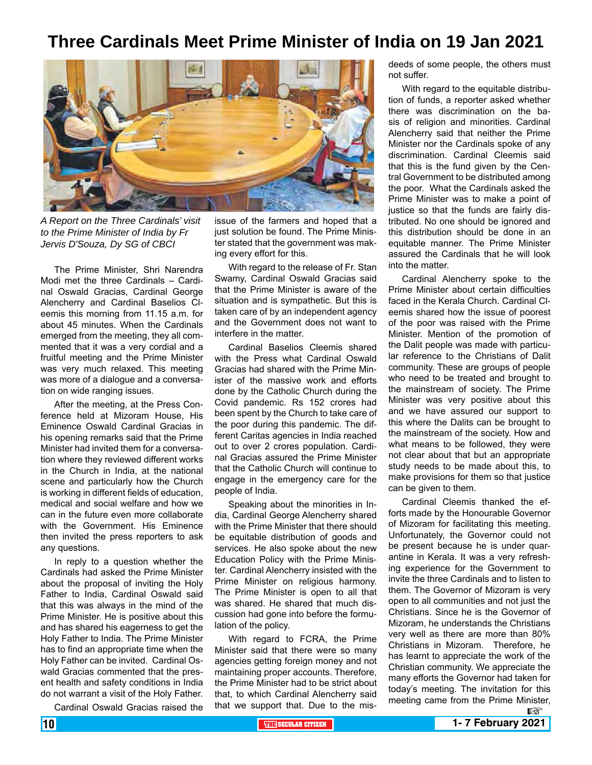# Three Cardinals Meet Prime Minister of India on 19 Jan 2021

*A Report on the Three Cardinals' visit to the Prime Minister of India by Fr Jervis D'Souza, Dy SG of CBCI*

The Prime Minister, Shri Narendra Modi met the three Cardinals – Cardinal Oswald Gracias, Cardinal George Alencherry and Cardinal Baselios Cleemis this morning from 11.15 a.m. for about 45 minutes. When the Cardinals emerged from the meeting, they all commented that it was a very cordial and a fruitful meeting and the Prime Minister was very much relaxed. This meeting was more of a dialogue and a conversation on wide ranging issues.

After the meeting, at the Press Conference held at Mizoram House, His Eminence Oswald Cardinal Gracias in his opening remarks said that the Prime Minister had invited them for a conversation where they reviewed different works in the Church in India, at the national scene and particularly how the Church is working in different fields of education, medical and social welfare and how we can in the future even more collaborate with the Government. His Eminence then invited the press reporters to ask any questions.

In reply to a question whether the Cardinals had asked the Prime Minister about the proposal of inviting the Holy Father to India, Cardinal Oswald said that this was always in the mind of the Prime Minister. He is positive about this and has shared his eagerness to get the Holy Father to India. The Prime Minister has to find an appropriate time when the Holy Father can be invited. Cardinal Oswald Gracias commented that the present health and safety conditions in India do not warrant a visit of the Holy Father.

Cardinal Oswald Gracias raised the issue of the farmers and hoped that a just solution be found. The Prime Minister stated that the government was making every effort for this.

With regard to the release of Fr. Stan Swamy, Cardinal Oswald Gracias said that the Prime Minister is aware of the situation and is sympathetic. But this is taken care of by an independent agency and the Government does not want to interfere in the matter.

Cardinal Baselios Cleemis shared with the Press what Cardinal Oswald Gracias had shared with the Prime Minister of the massive work and efforts done by the Catholic Church during the Covid pandemic. Rs 152 crores had been spent by the Church to take care of the poor during this pandemic. The different Caritas agencies in India reached out to over 2 crores population. Cardinal Gracias assured the Prime Minister that the Catholic Church will continue to engage in the emergency care for the people of India.

Speaking about the minorities in India, Cardinal George Alencherry shared with the Prime Minister that there should be equitable distribution of goods and services. He also spoke about the new Education Policy with the Prime Minister. Cardinal Alencherry insisted with the Prime Minister on religious harmony. The Prime Minister is open to all that was shared. He shared that much discussion had gone into before the formulation of the policy.

With regard to FCRA, the Prime Minister said that there were so many agencies getting foreign money and not maintaining proper accounts. Therefore, the Prime Minister had to be strict about that, to which Cardinal Alencherry said that we support that. Due to the misdeeds of some people, the others must not suffer.

With regard to the equitable distribution of funds, a reporter asked whether there was discrimination on the basis of religion and minorities. Cardinal Alencherry said that neither the Prime Minister nor the Cardinals spoke of any discrimination. Cardinal Cleemis said that this is the fund given by the Central Government to be distributed among the poor. What the Cardinals asked the Prime Minister was to make a point of justice so that the funds are fairly distributed. No one should be ignored and this distribution should be done in an equitable manner. The Prime Minister assured the Cardinals that he will look into the matter.

Cardinal Alencherry spoke to the Prime Minister about certain difficulties faced in the Kerala Church. Cardinal Cleemis shared how the issue of poorest of the poor was raised with the Prime Minister. Mention of the promotion of the Dalit people was made with particular reference to the Christians of Dalit community. These are groups of people who need to be treated and brought to the mainstream of society. The Prime Minister was very positive about this and we have assured our support to this where the Dalits can be brought to the mainstream of the society. How and what means to be followed, they were not clear about that but an appropriate study needs to be made about this, to make provisions for them so that justice can be given to them.

Cardinal Cleemis thanked the efforts made by the Honourable Governor of Mizoram for facilitating this meeting. Unfortunately, the Governor could not be present because he is under quarantine in Kerala. It was a very refreshing experience for the Government to invite the three Cardinals and to listen to them. The Governor of Mizoram is very open to all communities and not just the Christians. Since he is the Governor of Mizoram, he understands the Christians very well as there are more than 80% Christians in Mizoram. Therefore, he has learnt to appreciate the work of the Christian community. We appreciate the many efforts the Governor had taken for today's meeting. The invitation for this meeting came from the Prime Minister, ☞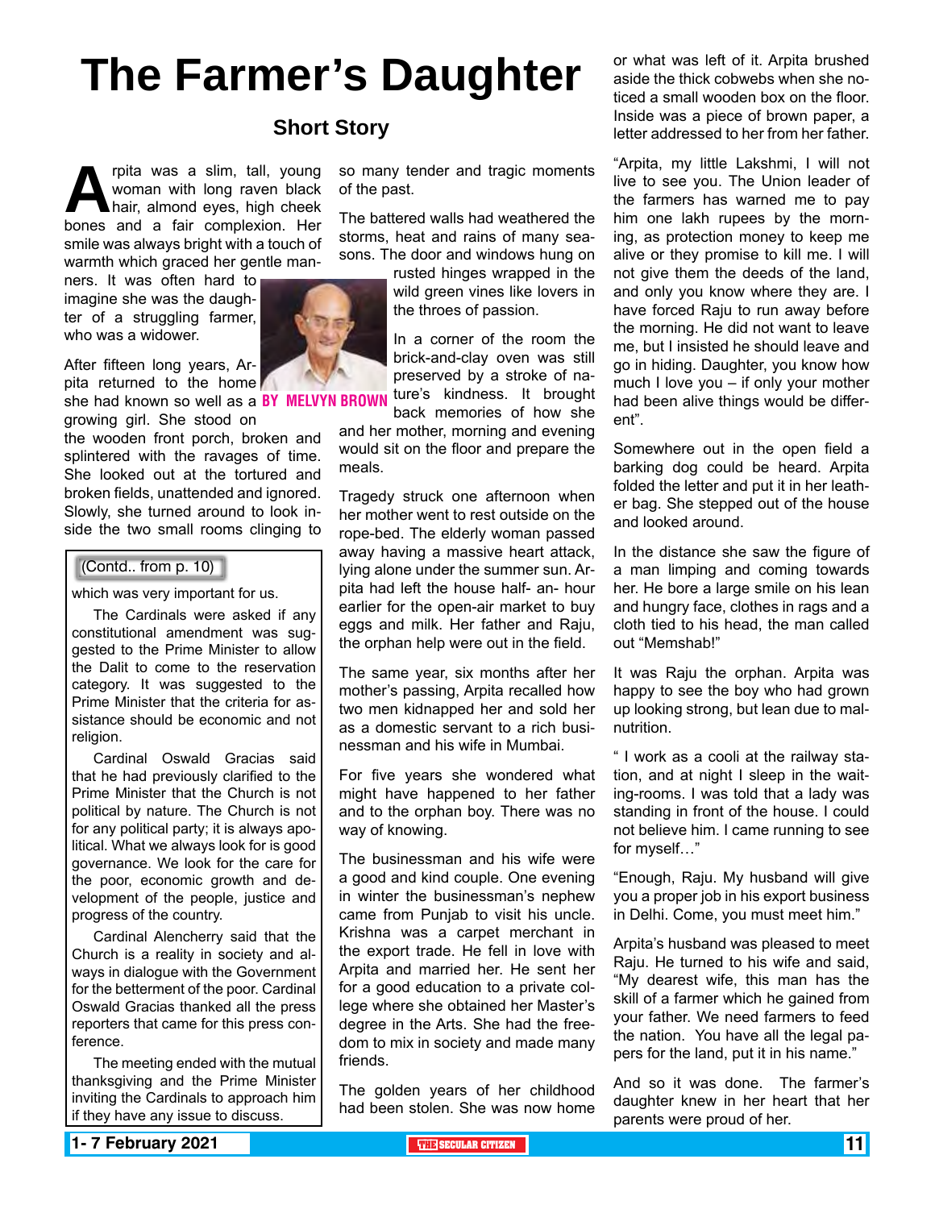# The Farmer's Daughter

## Short Story

BY MELVYN BROWN

Arpita was a slim, tall, young woman with long raven black hair, almond eyes, high cheek bones and a fair complexion. Her smile was always bright with a touch of warmth which graced her gentle manners. It was often hard to imagine she was the daughter of a struggling farmer, who was a widower.

After fifteen long years, Arpita returned to the home she had known so well as a growing girl. She stood on the wooden front porch, broken and splintered with the ravages of time. She looked out at the tortured and broken fields, unattended and ignored. Slowly, she turned around to look inside the two small rooms clinging to so many tender and tragic moments of the past.

The battered walls had weathered the storms, heat and rains of many seasons. The door and windows hung on rusted hinges wrapped in the wild green vines like lovers in the throes of passion.

In a corner of the room the brick-and-clay oven was still preserved by a stroke of nature's kindness. It brought back memories of how she and her mother, morning and evening would sit on the floor and prepare the meals.

Tragedy struck one afternoon when her mother went to rest outside on the rope-bed. The elderly woman passed away having a massive heart attack, lying alone under the summer sun. Arpita had left the house half- an- hour earlier for the open-air market to buy eggs and milk. Her father and Raju, the orphan help were out in the field.

The same year, six months after her mother's passing, Arpita recalled how two men kidnapped her and sold her as a domestic servant to a rich businessman and his wife in Mumbai.

For five years she wondered what might have happened to her father and to the orphan boy. There was no way of knowing.

The businessman and his wife were a good and kind couple. One evening in winter the businessman's nephew came from Punjab to visit his uncle. Krishna was a carpet merchant in the export trade. He fell in love with Arpita and married her. He sent her for a good education to a private college where she obtained her Master's degree in the Arts. She had the freedom to mix in society and made many friends.

The golden years of her childhood had been stolen. She was now home or what was left of it. Arpita brushed aside the thick cobwebs when she noticed a small wooden box on the floor. Inside was a piece of brown paper, a letter addressed to her from her father.

"Arpita, my little Lakshmi, I will not live to see you. The Union leader of the farmers has warned me to pay him one lakh rupees by the morning, as protection money to keep me alive or they promise to kill me. I will not give them the deeds of the land, and only you know where they are. I have forced Raju to run away before the morning. He did not want to leave me, but I insisted he should leave and go in hiding. Daughter, you know how much I love you – if only your mother had been alive things would be different".

Somewhere out in the open field a barking dog could be heard. Arpita folded the letter and put it in her leather bag. She stepped out of the house and looked around.

In the distance she saw the figure of a man limping and coming towards her. He bore a large smile on his lean and hungry face, clothes in rags and a cloth tied to his head, the man called out "Memshab!"

It was Raju the orphan. Arpita was happy to see the boy who had grown up looking strong, but lean due to malnutrition.

" I work as a cooli at the railway station, and at night I sleep in the waiting-rooms. I was told that a lady was standing in front of the house. I could not believe him. I came running to see for myself…"

"Enough, Raju. My husband will give you a proper job in his export business in Delhi. Come, you must meet him."

Arpita's husband was pleased to meet Raju. He turned to his wife and said, "My dearest wife, this man has the skill of a farmer which he gained from your father. We need farmers to feed the nation. You have all the legal papers for the land, put it in his name."

And so it was done. The farmer's daughter knew in her heart that her parents were proud of her.

---

(Contd.. from p. 10)

which was very important for us.

The Cardinals were asked if any constitutional amendment was suggested to the Prime Minister to allow the Dalit to come to the reservation category. It was suggested to the Prime Minister that the criteria for assistance should be economic and not religion.

Cardinal Oswald Gracias said that he had previously clarified to the Prime Minister that the Church is not political by nature. The Church is not for any political party; it is always apolitical. What we always look for is good governance. We look for the care for the poor, economic growth and development of the people, justice and progress of the country.

Cardinal Alencherry said that the Church is a reality in society and always in dialogue with the Government for the betterment of the poor. Cardinal Oswald Gracias thanked all the press reporters that came for this press conference.

The meeting ended with the mutual thanksgiving and the Prime Minister inviting the Cardinals to approach him if they have any issue to discuss.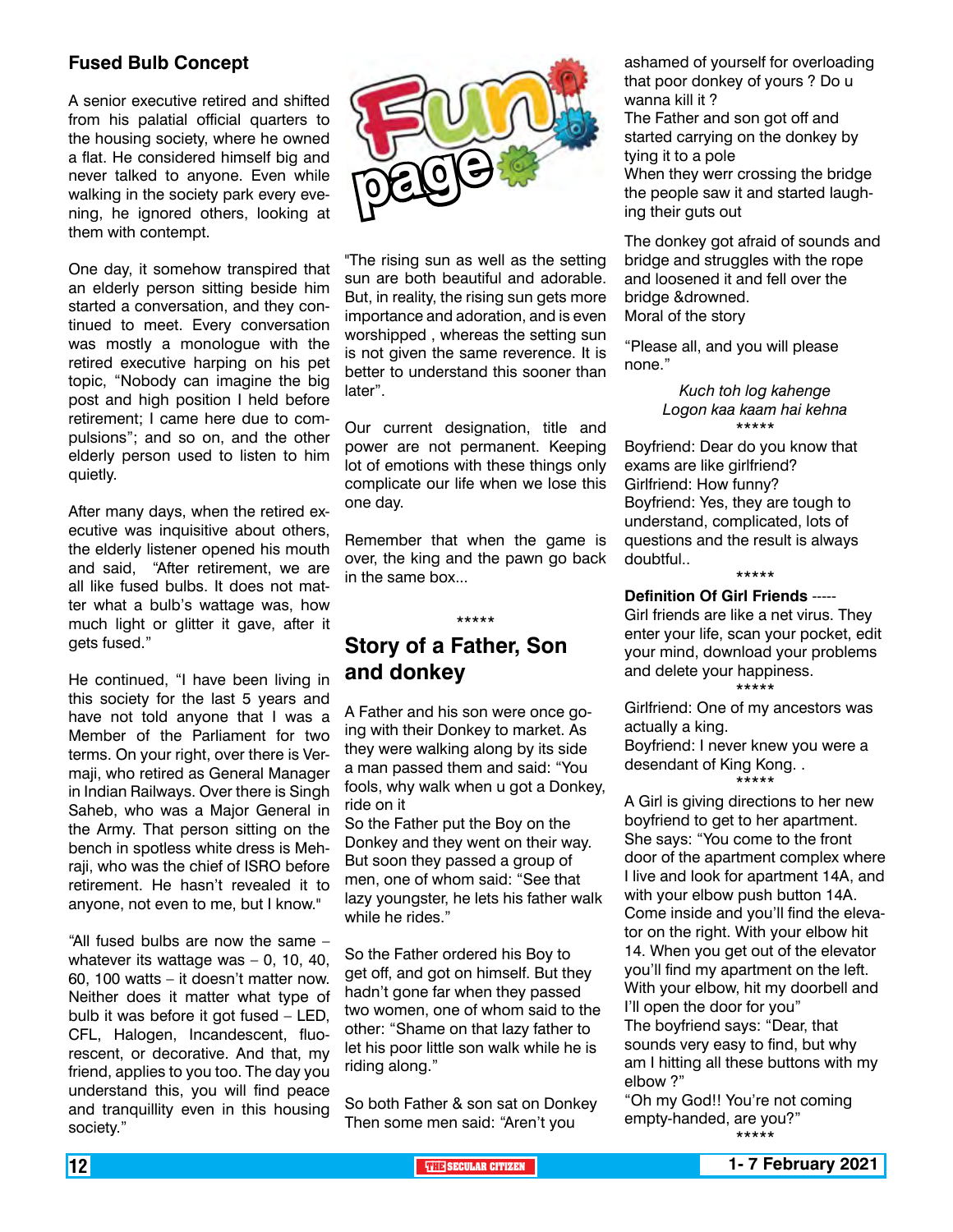## Fused Bulb Concept

A senior executive retired and shifted from his palatial official quarters to the housing society, where he owned a flat. He considered himself big and never talked to anyone. Even while walking in the society park every evening, he ignored others, looking at them with contempt.

One day, it somehow transpired that an elderly person sitting beside him started a conversation, and they continued to meet. Every conversation was mostly a monologue with the retired executive harping on his pet topic, "Nobody can imagine the big post and high position I held before retirement; I came here due to compulsions"; and so on, and the other elderly person used to listen to him quietly.

After many days, when the retired executive was inquisitive about others, the elderly listener opened his mouth and said, "After retirement, we are all like fused bulbs. It does not matter what a bulb's wattage was, how much light or glitter it gave, after it gets fused."

He continued, "I have been living in this society for the last 5 years and have not told anyone that I was a Member of the Parliament for two terms. On your right, over there is Vermaji, who retired as General Manager in Indian Railways. Over there is Singh Saheb, who was a Major General in the Army. That person sitting on the bench in spotless white dress is Mehraji, who was the chief of ISRO before retirement. He hasn't revealed it to anyone, not even to me, but I know."

"All fused bulbs are now the same – whatever its wattage was – 0, 10, 40, 60, 100 watts – it doesn't matter now. Neither does it matter what type of bulb it was before it got fused – LED, CFL, Halogen, Incandescent, fluorescent, or decorative. And that, my friend, applies to you too. The day you understand this, you will find peace and tranquillity even in this housing society."

# Fun page

"The rising sun as well as the setting sun are both beautiful and adorable. But, in reality, the rising sun gets more importance and adoration, and is even worshipped , whereas the setting sun is not given the same reverence. It is better to understand this sooner than later".

Our current designation, title and power are not permanent. Keeping lot of emotions with these things only complicate our life when we lose this one day.

Remember that when the game is over, the king and the pawn go back in the same box...

*****

## Story of a Father, Son and donkey

A Father and his son were once going with their Donkey to market. As they were walking along by its side a man passed them and said: "You fools, why walk when u got a Donkey, ride on it

So the Father put the Boy on the Donkey and they went on their way. But soon they passed a group of men, one of whom said: "See that lazy youngster, he lets his father walk while he rides."

So the Father ordered his Boy to get off, and got on himself. But they hadn't gone far when they passed two women, one of whom said to the other: "Shame on that lazy father to let his poor little son walk while he is riding along."

So both Father & son sat on Donkey Then some men said: "Aren't you ashamed of yourself for overloading that poor donkey of yours ? Do u wanna kill it ?

The Father and son got off and started carrying on the donkey by tying it to a pole

When they werr crossing the bridge the people saw it and started laughing their guts out

The donkey got afraid of sounds and bridge and struggles with the rope and loosened it and fell over the bridge &drowned.

Moral of the story

"Please all, and you will please none."

*Kuch toh log kahenge*
*Logon kaa kaam hai kehna*

*****

Boyfriend: Dear do you know that exams are like girlfriend?
Girlfriend: How funny?
Boyfriend: Yes, they are tough to understand, complicated, lots of questions and the result is always doubtful..

*****

**Definition Of Girl Friends** -----
Girl friends are like a net virus. They enter your life, scan your pocket, edit your mind, download your problems and delete your happiness.

*****

Girlfriend: One of my ancestors was actually a king.
Boyfriend: I never knew you were a desendant of King Kong. .

*****

A Girl is giving directions to her new boyfriend to get to her apartment. She says: "You come to the front door of the apartment complex where I live and look for apartment 14A, and with your elbow push button 14A. Come inside and you'll find the elevator on the right. With your elbow hit 14. When you get out of the elevator you'll find my apartment on the left. With your elbow, hit my doorbell and I'll open the door for you"
The boyfriend says: "Dear, that sounds very easy to find, but why am I hitting all these buttons with my elbow ?"
"Oh my God!! You're not coming empty-handed, are you?"

*****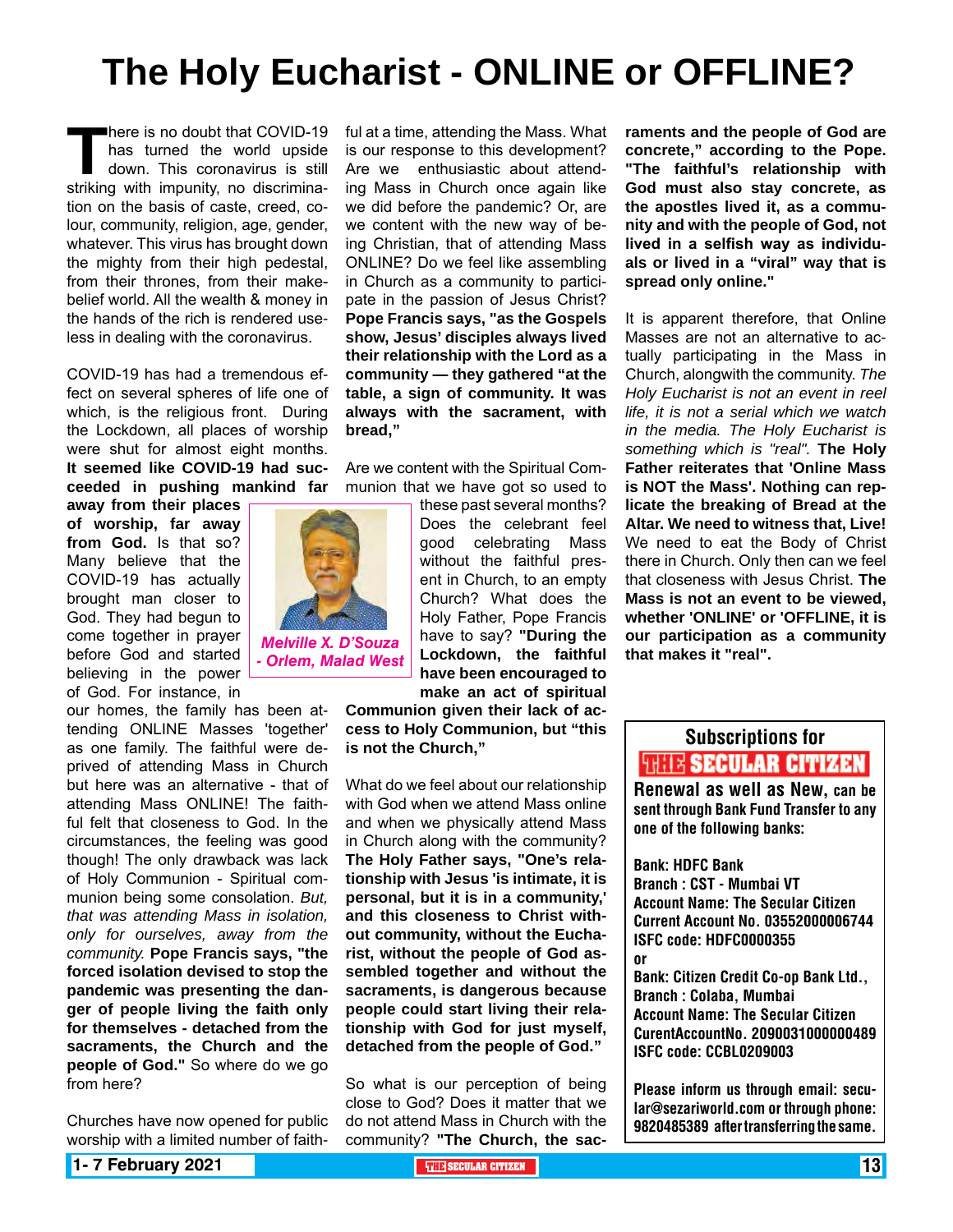# The Holy Eucharist - ONLINE or OFFLINE?

There is no doubt that COVID-19 has turned the world upside down. This coronavirus is still striking with impunity, no discrimination on the basis of caste, creed, colour, community, religion, age, gender, whatever. This virus has brought down the mighty from their high pedestal, from their thrones, from their make-belief world. All the wealth & money in the hands of the rich is rendered useless in dealing with the coronavirus.

COVID-19 has had a tremendous effect on several spheres of life one of which, is the religious front. During the Lockdown, all places of worship were shut for almost eight months. **It seemed like COVID-19 had succeeded in pushing mankind far away from their places of worship, far away from God.** Is that so? Many believe that the COVID-19 has actually brought man closer to God. They had begun to come together in prayer before God and started believing in the power of God. For instance, in our homes, the family has been attending ONLINE Masses 'together' as one family. The faithful were deprived of attending Mass in Church but here was an alternative - that of attending Mass ONLINE! The faithful felt that closeness to God. In the circumstances, the feeling was good though! The only drawback was lack of Holy Communion - Spiritual communion being some consolation. *But, that was attending Mass in isolation, only for ourselves, away from the community.* **Pope Francis says, "the forced isolation devised to stop the pandemic was presenting the danger of people living the faith only for themselves - detached from the sacraments, the Church and the people of God."** So where do we go from here?

*Melville X. D'Souza - Orlem, Malad West*

Churches have now opened for public worship with a limited number of faithful at a time, attending the Mass. What is our response to this development? Are we enthusiastic about attending Mass in Church once again like we did before the pandemic? Or, are we content with the new way of being Christian, that of attending Mass ONLINE? Do we feel like assembling in Church as a community to participate in the passion of Jesus Christ? **Pope Francis says, "as the Gospels show, Jesus' disciples always lived their relationship with the Lord as a community — they gathered "at the table, a sign of community. It was always with the sacrament, with bread,"**

Are we content with the Spiritual Communion that we have got so used to these past several months? Does the celebrant feel good celebrating Mass without the faithful present in Church, to an empty Church? What does the Holy Father, Pope Francis have to say? **"During the Lockdown, the faithful have been encouraged to make an act of spiritual Communion given their lack of access to Holy Communion, but "this is not the Church,"**

What do we feel about our relationship with God when we attend Mass online and when we physically attend Mass in Church along with the community? **The Holy Father says, "One's relationship with Jesus 'is intimate, it is personal, but it is in a community,' and this closeness to Christ without community, without the Eucharist, without the people of God assembled together and without the sacraments, is dangerous because people could start living their relationship with God for just myself, detached from the people of God."**

So what is our perception of being close to God? Does it matter that we do not attend Mass in Church with the community? **"The Church, the sacraments and the people of God are concrete," according to the Pope. "The faithful's relationship with God must also stay concrete, as the apostles lived it, as a community and with the people of God, not lived in a selfish way as individuals or lived in a "viral" way that is spread only online."**

It is apparent therefore, that Online Masses are not an alternative to actually participating in the Mass in Church, alongwith the community. *The Holy Eucharist is not an event in reel life, it is not a serial which we watch in the media. The Holy Eucharist is something which is "real".* **The Holy Father reiterates that 'Online Mass is NOT the Mass'. Nothing can replicate the breaking of Bread at the Altar. We need to witness that, Live!** We need to eat the Body of Christ there in Church. Only then can we feel that closeness with Jesus Christ. **The Mass is not an event to be viewed, whether 'ONLINE' or 'OFFLINE, it is our participation as a community that makes it "real".**

---

**Subscriptions for THE SECULAR CITIZEN**

**Renewal as well as New, can be sent through Bank Fund Transfer to any one of the following banks:**

**Bank: HDFC Bank**
**Branch : CST - Mumbai VT**
**Account Name: The Secular Citizen**
**Current Account No. 03552000006744**
**ISFC code: HDFC0000355**
**or**
**Bank: Citizen Credit Co-op Bank Ltd.,**
**Branch : Colaba, Mumbai**
**Account Name: The Secular Citizen**
**CurentAccountNo. 2090031000000489**
**ISFC code: CCBL0209003**

**Please inform us through email: secular@sezariworld.com or through phone: 9820485389 after transferring the same.**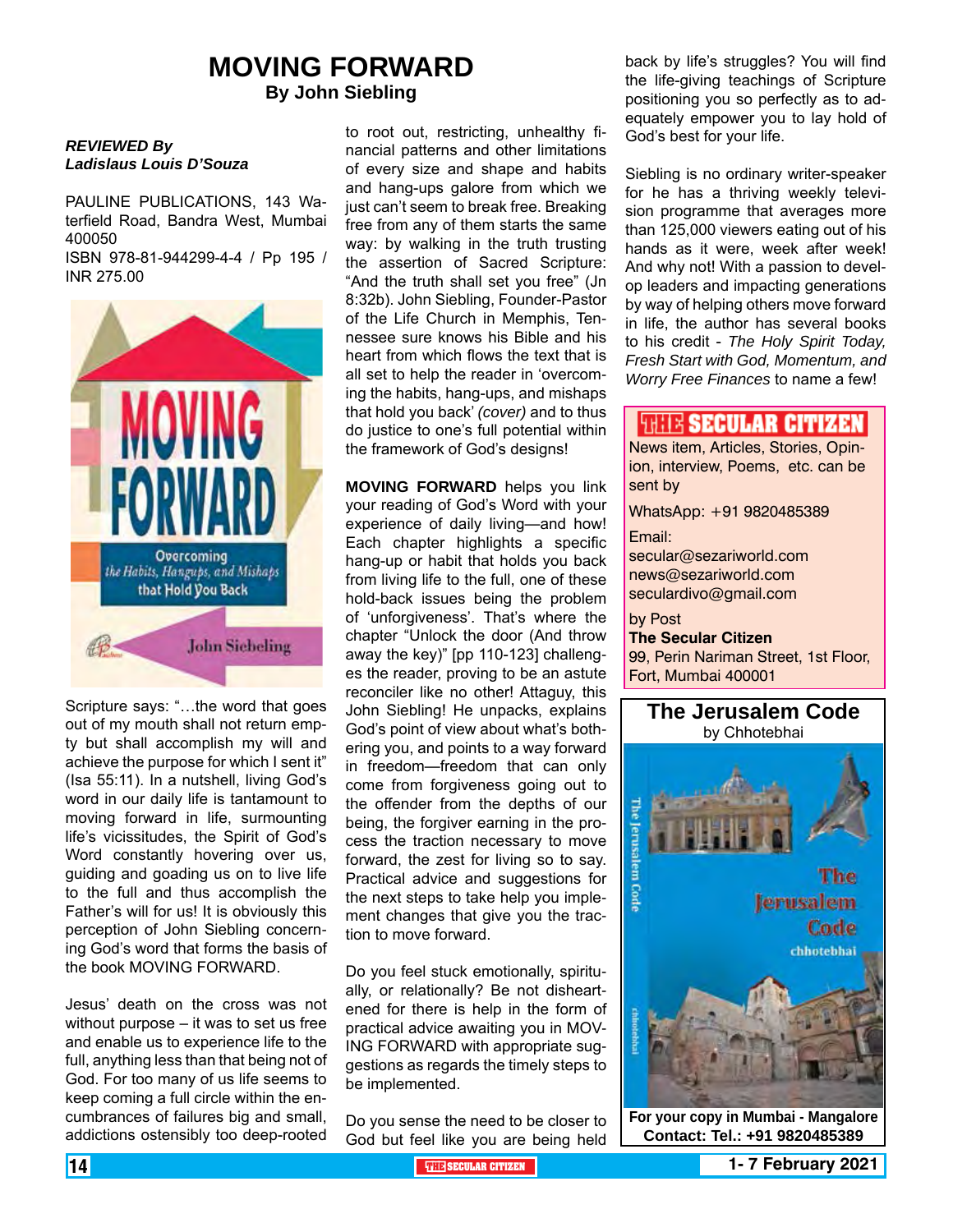# MOVING FORWARD

**By John Siebling**

***REVIEWED By***
***Ladislaus Louis D'Souza***

PAULINE PUBLICATIONS, 143 Waterfield Road, Bandra West, Mumbai 400050
ISBN 978-81-944299-4-4 / Pp 195 / INR 275.00

Scripture says: "…the word that goes out of my mouth shall not return empty but shall accomplish my will and achieve the purpose for which I sent it" (Isa 55:11). In a nutshell, living God's word in our daily life is tantamount to moving forward in life, surmounting life's vicissitudes, the Spirit of God's Word constantly hovering over us, guiding and goading us on to live life to the full and thus accomplish the Father's will for us! It is obviously this perception of John Siebling concerning God's word that forms the basis of the book MOVING FORWARD.

Jesus' death on the cross was not without purpose – it was to set us free and enable us to experience life to the full, anything less than that being not of God. For too many of us life seems to keep coming a full circle within the encumbrances of failures big and small, addictions ostensibly too deep-rooted to root out, restricting, unhealthy financial patterns and other limitations of every size and shape and habits and hang-ups galore from which we just can't seem to break free. Breaking free from any of them starts the same way: by walking in the truth trusting the assertion of Sacred Scripture: "And the truth shall set you free" (Jn 8:32b). John Siebling, Founder-Pastor of the Life Church in Memphis, Tennessee sure knows his Bible and his heart from which flows the text that is all set to help the reader in 'overcoming the habits, hang-ups, and mishaps that hold you back' *(cover)* and to thus do justice to one's full potential within the framework of God's designs!

**MOVING FORWARD** helps you link your reading of God's Word with your experience of daily living—and how! Each chapter highlights a specific hang-up or habit that holds you back from living life to the full, one of these hold-back issues being the problem of 'unforgiveness'. That's where the chapter "Unlock the door (And throw away the key)" [pp 110-123] challenges the reader, proving to be an astute reconciler like no other! Attaguy, this John Siebling! He unpacks, explains God's point of view about what's bothering you, and points to a way forward in freedom—freedom that can only come from forgiveness going out to the offender from the depths of our being, the forgiver earning in the process the traction necessary to move forward, the zest for living so to say. Practical advice and suggestions for the next steps to take help you implement changes that give you the traction to move forward.

Do you feel stuck emotionally, spiritually, or relationally? Be not disheartened for there is help in the form of practical advice awaiting you in MOVING FORWARD with appropriate suggestions as regards the timely steps to be implemented.

Do you sense the need to be closer to God but feel like you are being held back by life's struggles? You will find the life-giving teachings of Scripture positioning you so perfectly as to adequately empower you to lay hold of God's best for your life.

Siebling is no ordinary writer-speaker for he has a thriving weekly television programme that averages more than 125,000 viewers eating out of his hands as it were, week after week! And why not! With a passion to develop leaders and impacting generations by way of helping others move forward in life, the author has several books to his credit - *The Holy Spirit Today, Fresh Start with God, Momentum, and Worry Free Finances* to name a few!

---

**THE SECULAR CITIZEN**

News item, Articles, Stories, Opinion, interview, Poems, etc. can be sent by

WhatsApp: +91 9820485389

Email:
secular@sezariworld.com
news@sezariworld.com
seculardivo@gmail.com

by Post
**The Secular Citizen**
99, Perin Nariman Street, 1st Floor, Fort, Mumbai 400001

---

**The Jerusalem Code**
by Chhotebhai

**For your copy in Mumbai - Mangalore**
**Contact: Tel.: +91 9820485389**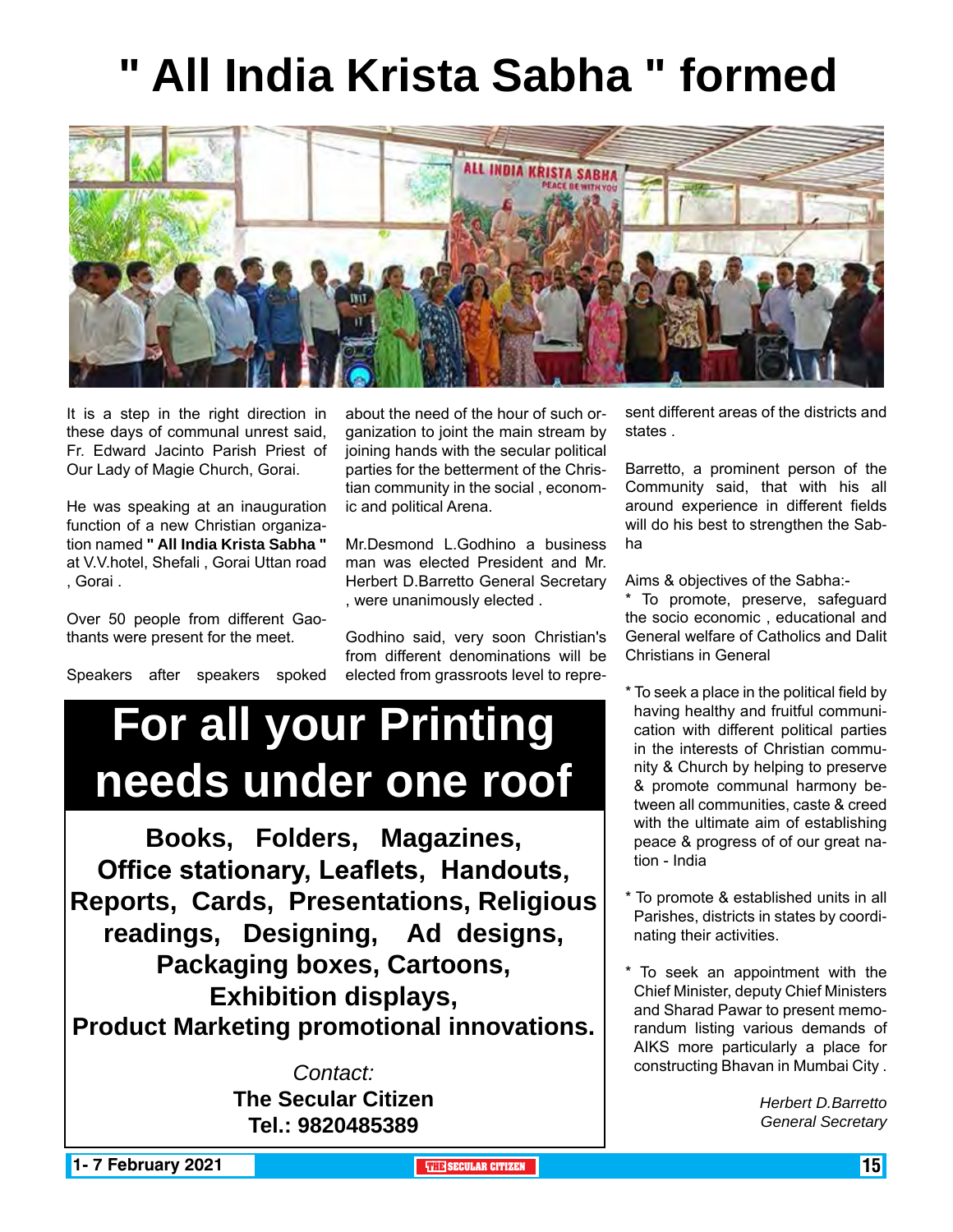# " All India Krista Sabha " formed

It is a step in the right direction in these days of communal unrest said, Fr. Edward Jacinto Parish Priest of Our Lady of Magie Church, Gorai.

He was speaking at an inauguration function of a new Christian organization named **" All India Krista Sabha "** at V.V.hotel, Shefali , Gorai Uttan road , Gorai .

Over 50 people from different Gaothants were present for the meet.

Speakers after speakers spoked about the need of the hour of such organization to joint the main stream by joining hands with the secular political parties for the betterment of the Christian community in the social , economic and political Arena.

Mr.Desmond L.Godhino a business man was elected President and Mr. Herbert D.Barretto General Secretary , were unanimously elected .

Godhino said, very soon Christian's from different denominations will be elected from grassroots level to represent different areas of the districts and states .

Barretto, a prominent person of the Community said, that with his all around experience in different fields will do his best to strengthen the Sabha

Aims & objectives of the Sabha:-

* To promote, preserve, safeguard the socio economic , educational and General welfare of Catholics and Dalit Christians in General

* To seek a place in the political field by having healthy and fruitful communication with different political parties in the interests of Christian community & Church by helping to preserve & promote communal harmony between all communities, caste & creed with the ultimate aim of establishing peace & progress of of our great nation - India

* To promote & established units in all Parishes, districts in states by coordinating their activities.

* To seek an appointment with the Chief Minister, deputy Chief Ministers and Sharad Pawar to present memorandum listing various demands of AIKS more particularly a place for constructing Bhavan in Mumbai City .

*Herbert D.Barretto*
*General Secretary*

## For all your Printing needs under one roof

**Books, Folders, Magazines, Office stationary, Leaflets, Handouts, Reports, Cards, Presentations, Religious readings, Designing, Ad designs, Packaging boxes, Cartoons, Exhibition displays, Product Marketing promotional innovations.**

*Contact:*
**The Secular Citizen**
**Tel.: 9820485389**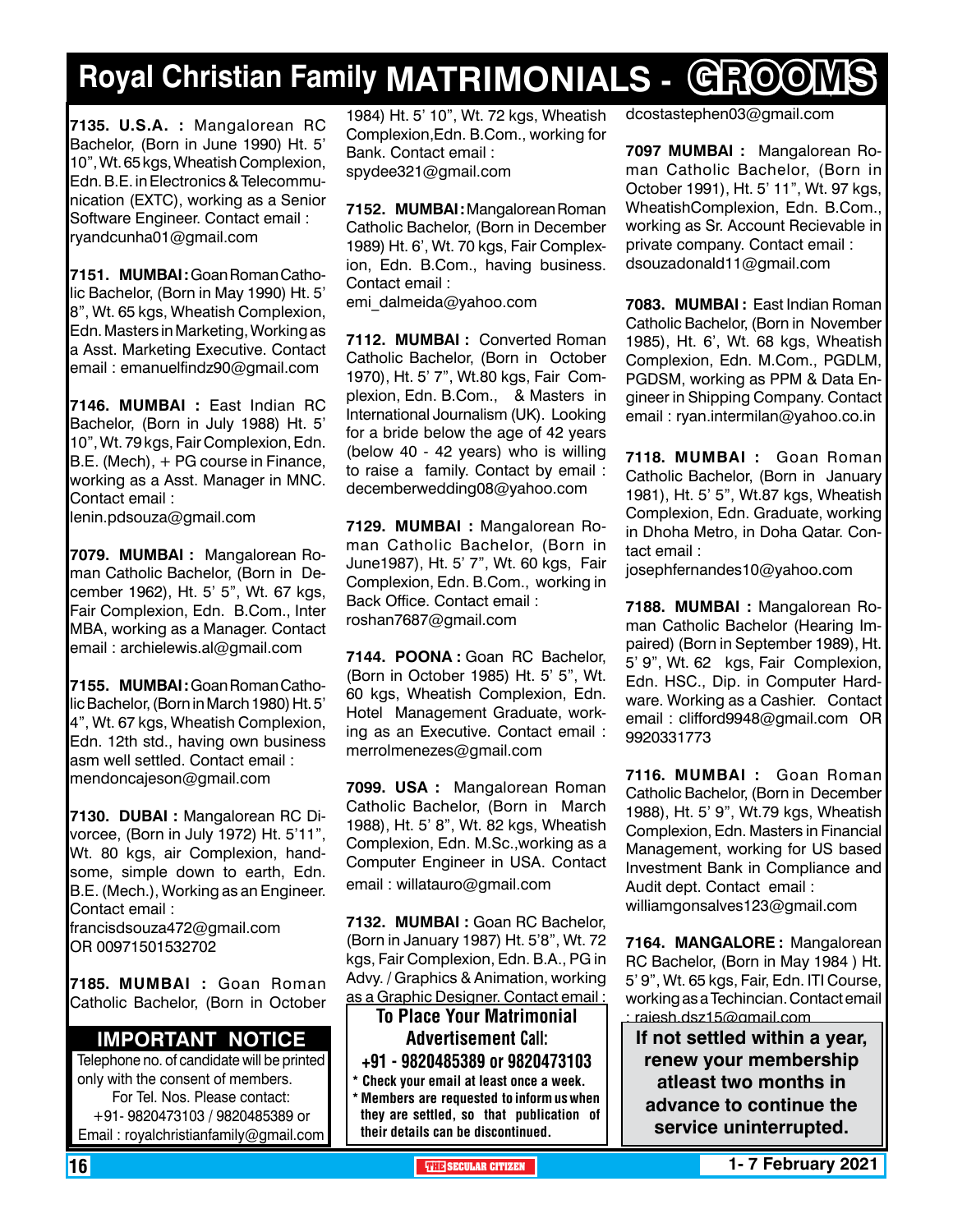# Royal Christian Family MATRIMONIALS - GROOMS

**7135. U.S.A. :** Mangalorean RC Bachelor, (Born in June 1990) Ht. 5' 10", Wt. 65 kgs, Wheatish Complexion, Edn. B.E. in Electronics & Telecommunication (EXTC), working as a Senior Software Engineer. Contact email : ryandcunha01@gmail.com

**7151. MUMBAI :** Goan Roman Catholic Bachelor, (Born in May 1990) Ht. 5' 8", Wt. 65 kgs, Wheatish Complexion, Edn. Masters in Marketing, Working as a Asst. Marketing Executive. Contact email : emanuelfindz90@gmail.com

**7146. MUMBAI :** East Indian RC Bachelor, (Born in July 1988) Ht. 5' 10", Wt. 79 kgs, Fair Complexion, Edn. B.E. (Mech), + PG course in Finance, working as a Asst. Manager in MNC. Contact email : lenin.pdsouza@gmail.com

**7079. MUMBAI :** Mangalorean Roman Catholic Bachelor, (Born in December 1962), Ht. 5' 5", Wt. 67 kgs, Fair Complexion, Edn. B.Com., Inter MBA, working as a Manager. Contact email : archielewis.al@gmail.com

**7155. MUMBAI :** Goan Roman Catholic Bachelor, (Born in March 1980) Ht. 5' 4", Wt. 67 kgs, Wheatish Complexion, Edn. 12th std., having own business asm well settled. Contact email : mendoncajeson@gmail.com

**7130. DUBAI :** Mangalorean RC Divorcee, (Born in July 1972) Ht. 5'11", Wt. 80 kgs, air Complexion, handsome, simple down to earth, Edn. B.E. (Mech.), Working as an Engineer. Contact email : francisdsouza472@gmail.com OR 00971501532702

**7185. MUMBAI :** Goan Roman Catholic Bachelor, (Born in October 1984) Ht. 5' 10", Wt. 72 kgs, Wheatish Complexion, Edn. B.Com., working for Bank. Contact email : spydee321@gmail.com

**7152. MUMBAI :** Mangalorean Roman Catholic Bachelor, (Born in December 1989) Ht. 6', Wt. 70 kgs, Fair Complexion, Edn. B.Com., having business. Contact email : emi_dalmeida@yahoo.com

**7112. MUMBAI :** Converted Roman Catholic Bachelor, (Born in October 1970), Ht. 5' 7", Wt.80 kgs, Fair Complexion, Edn. B.Com., & Masters in International Journalism (UK). Looking for a bride below the age of 42 years (below 40 - 42 years) who is willing to raise a family. Contact by email : decemberwedding08@yahoo.com

**7129. MUMBAI :** Mangalorean Roman Catholic Bachelor, (Born in June1987), Ht. 5' 7", Wt. 60 kgs, Fair Complexion, Edn. B.Com., working in Back Office. Contact email : roshan7687@gmail.com

**7144. POONA :** Goan RC Bachelor, (Born in October 1985) Ht. 5' 5", Wt. 60 kgs, Wheatish Complexion, Edn. Hotel Management Graduate, working as an Executive. Contact email : merrolmenezes@gmail.com

**7099. USA :** Mangalorean Roman Catholic Bachelor, (Born in March 1988), Ht. 5' 8", Wt. 82 kgs, Wheatish Complexion, Edn. M.Sc.,working as a Computer Engineer in USA. Contact email : willatauro@gmail.com

**7132. MUMBAI :** Goan RC Bachelor, (Born in January 1987) Ht. 5'8", Wt. 72 kgs, Fair Complexion, Edn. B.A., PG in Advy. / Graphics & Animation, working as a Graphic Designer. Contact email : dcostastephen03@gmail.com

**7097 MUMBAI :** Mangalorean Roman Catholic Bachelor, (Born in October 1991), Ht. 5' 11", Wt. 97 kgs, WheatishComplexion, Edn. B.Com., working as Sr. Account Recievable in private company. Contact email : dsouzadonald11@gmail.com

**7083. MUMBAI :** East Indian Roman Catholic Bachelor, (Born in November 1985), Ht. 6', Wt. 68 kgs, Wheatish Complexion, Edn. M.Com., PGDLM, PGDSM, working as PPM & Data Engineer in Shipping Company. Contact email : ryan.intermilan@yahoo.co.in

**7118. MUMBAI :** Goan Roman Catholic Bachelor, (Born in January 1981), Ht. 5' 5", Wt.87 kgs, Wheatish Complexion, Edn. Graduate, working in Dhoha Metro, in Doha Qatar. Contact email : josephfernandes10@yahoo.com

**7188. MUMBAI :** Mangalorean Roman Catholic Bachelor (Hearing Impaired) (Born in September 1989), Ht. 5' 9", Wt. 62 kgs, Fair Complexion, Edn. HSC., Dip. in Computer Hardware. Working as a Cashier. Contact email : clifford9948@gmail.com OR 9920331773

**7116. MUMBAI :** Goan Roman Catholic Bachelor, (Born in December 1988), Ht. 5' 9", Wt.79 kgs, Wheatish Complexion, Edn. Masters in Financial Management, working for US based Investment Bank in Compliance and Audit dept. Contact email : williamgonsalves123@gmail.com

**7164. MANGALORE :** Mangalorean RC Bachelor, (Born in May 1984 ) Ht. 5' 9", Wt. 65 kgs, Fair, Edn. ITI Course, working as a Techincian. Contact email : rajesh.dsz15@gmail.com

## IMPORTANT NOTICE

Telephone no. of candidate will be printed only with the consent of members.
For Tel. Nos. Please contact:
+91- 9820473103 / 9820485389 or
Email : royalchristianfamily@gmail.com

**To Place Your Matrimonial Advertisement Call:**
**+91 - 9820485389 or 9820473103**

- Check your email at least once a week.
- Members are requested to inform us when they are settled, so that publication of their details can be discontinued.

**If not settled within a year, renew your membership atleast two months in advance to continue the service uninterrupted.**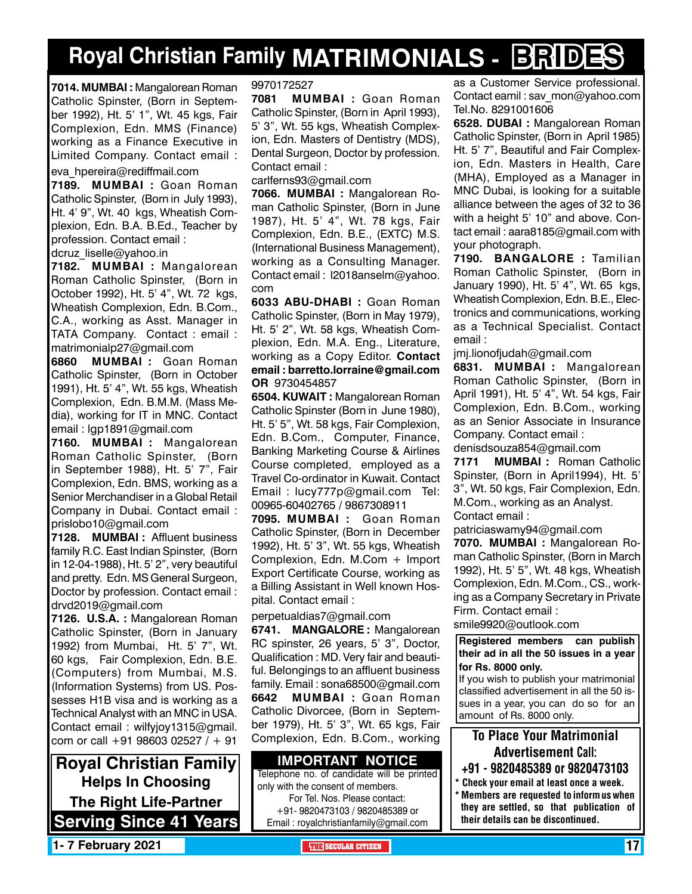# Royal Christian Family MATRIMONIALS - BRIDES

**7014. MUMBAI :** Mangalorean Roman Catholic Spinster, (Born in September 1992), Ht. 5' 1", Wt. 45 kgs, Fair Complexion, Edn. MMS (Finance) working as a Finance Executive in Limited Company. Contact email : eva_hpereira@rediffmail.com

**7189. MUMBAI :** Goan Roman Catholic Spinster, (Born in July 1993), Ht. 4' 9", Wt. 40 kgs, Wheatish Complexion, Edn. B.A. B.Ed., Teacher by profession. Contact email : dcruz_liselle@yahoo.in

**7182. MUMBAI :** Mangalorean Roman Catholic Spinster, (Born in October 1992), Ht. 5' 4", Wt. 72 kgs, Wheatish Complexion, Edn. B.Com., C.A., working as Asst. Manager in TATA Company. Contact : email : matrimonialp27@gmail.com

**6860 MUMBAI :** Goan Roman Catholic Spinster, (Born in October 1991), Ht. 5' 4", Wt. 55 kgs, Wheatish Complexion, Edn. B.M.M. (Mass Media), working for IT in MNC. Contact email : lgp1891@gmail.com

**7160. MUMBAI :** Mangalorean Roman Catholic Spinster, (Born in September 1988), Ht. 5' 7", Fair Complexion, Edn. BMS, working as a Senior Merchandiser in a Global Retail Company in Dubai. Contact email : prislobo10@gmail.com

**7128. MUMBAI :** Affluent business family R.C. East Indian Spinster, (Born in 12-04-1988), Ht. 5' 2", very beautiful and pretty. Edn. MS General Surgeon, Doctor by profession. Contact email : drvd2019@gmail.com

**7126. U.S.A. :** Mangalorean Roman Catholic Spinster, (Born in January 1992) from Mumbai, Ht. 5' 7", Wt. 60 kgs, Fair Complexion, Edn. B.E. (Computers) from Mumbai, M.S. (Information Systems) from US. Possesses H1B visa and is working as a Technical Analyst with an MNC in USA. Contact email : wilfyjoy1315@gmail.com or call +91 98603 02527 / + 91 9970172527

**7081 MUMBAI :** Goan Roman Catholic Spinster, (Born in April 1993), 5' 3", Wt. 55 kgs, Wheatish Complexion, Edn. Masters of Dentistry (MDS), Dental Surgeon, Doctor by profession. Contact email : carlferns93@gmail.com

**7066. MUMBAI :** Mangalorean Roman Catholic Spinster, (Born in June 1987), Ht. 5' 4", Wt. 78 kgs, Fair Complexion, Edn. B.E., (EXTC) M.S. (International Business Management), working as a Consulting Manager. Contact email : l2018anselm@yahoo.com

**6033 ABU-DHABI :** Goan Roman Catholic Spinster, (Born in May 1979), Ht. 5' 2", Wt. 58 kgs, Wheatish Complexion, Edn. M.A. Eng., Literature, working as a Copy Editor. **Contact email : barretto.lorraine@gmail.com OR** 9730454857

**6504. KUWAIT :** Mangalorean Roman Catholic Spinster (Born in June 1980), Ht. 5' 5", Wt. 58 kgs, Fair Complexion, Edn. B.Com., Computer, Finance, Banking Marketing Course & Airlines Course completed, employed as a Travel Co-ordinator in Kuwait. Contact Email : lucy777p@gmail.com Tel: 00965-60402765 / 9867308911

**7095. MUMBAI :** Goan Roman Catholic Spinster, (Born in December 1992), Ht. 5' 3", Wt. 55 kgs, Wheatish Complexion, Edn. M.Com + Import Export Certificate Course, working as a Billing Assistant in Well known Hospital. Contact email : perpetualdias7@gmail.com

**6741. MANGALORE :** Mangalorean RC spinster, 26 years, 5' 3", Doctor, Qualification : MD. Very fair and beautiful. Belongings to an affluent business family. Email : sona68500@gmail.com

**6642 MUMBAI :** Goan Roman Catholic Divorcee, (Born in September 1979), Ht. 5' 3", Wt. 65 kgs, Fair Complexion, Edn. B.Com., working as a Customer Service professional. Contact eamil : sav_mon@yahoo.com Tel.No. 8291001606

**6528. DUBAI :** Mangalorean Roman Catholic Spinster, (Born in April 1985) Ht. 5' 7", Beautiful and Fair Complexion, Edn. Masters in Health, Care (MHA), Employed as a Manager in MNC Dubai, is looking for a suitable alliance between the ages of 32 to 36 with a height 5' 10" and above. Contact email : aara8185@gmail.com with your photograph.

**7190. BANGALORE :** Tamilian Roman Catholic Spinster, (Born in January 1990), Ht. 5' 4", Wt. 65 kgs, Wheatish Complexion, Edn. B.E., Electronics and communications, working as a Technical Specialist. Contact email : jmj.lionofjudah@gmail.com

**6831. MUMBAI :** Mangalorean Roman Catholic Spinster, (Born in April 1991), Ht. 5' 4", Wt. 54 kgs, Fair Complexion, Edn. B.Com., working as an Senior Associate in Insurance Company. Contact email : denisdsouza854@gmail.com

**7171 MUMBAI :** Roman Catholic Spinster, (Born in April1994), Ht. 5' 3", Wt. 50 kgs, Fair Complexion, Edn. M.Com., working as an Analyst. Contact email : patriciaswamy94@gmail.com

**7070. MUMBAI :** Mangalorean Roman Catholic Spinster, (Born in March 1992), Ht. 5' 5", Wt. 48 kgs, Wheatish Complexion, Edn. M.Com., CS., working as a Company Secretary in Private Firm. Contact email : smile9920@outlook.com

**Registered members can publish their ad in all the 50 issues in a year for Rs. 8000 only.**
If you wish to publish your matrimonial classified advertisement in all the 50 issues in a year, you can do so for an amount of Rs. 8000 only.

**To Place Your Matrimonial Advertisement Call:**
**+91 - 9820485389 or 9820473103**

- **Check your email at least once a week.**
- **Members are requested to inform us when they are settled, so that publication of their details can be discontinued.**

**Royal Christian Family**
**Helps In Choosing The Right Life-Partner**
**Serving Since 41 Years**

**IMPORTANT NOTICE**
Telephone no. of candidate will be printed only with the consent of members.
For Tel. Nos. Please contact:
+91- 9820473103 / 9820485389 or
Email : royalchristianfamily@gmail.com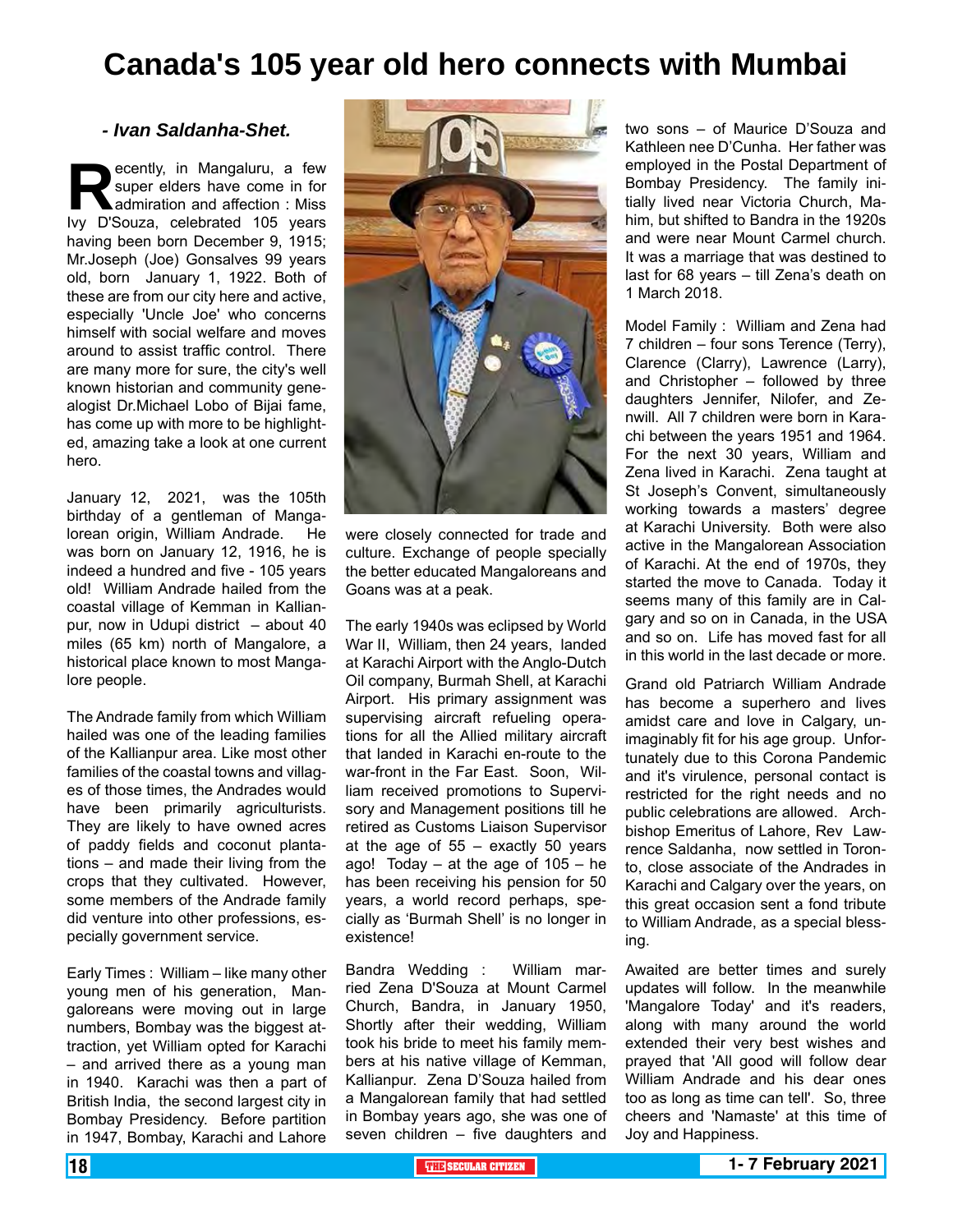# Canada's 105 year old hero connects with Mumbai

***- Ivan Saldanha-Shet.***

Recently, in Mangaluru, a few super elders have come in for admiration and affection : Miss Ivy D'Souza, celebrated 105 years having been born December 9, 1915; Mr.Joseph (Joe) Gonsalves 99 years old, born January 1, 1922. Both of these are from our city here and active, especially 'Uncle Joe' who concerns himself with social welfare and moves around to assist traffic control. There are many more for sure, the city's well known historian and community genealogist Dr.Michael Lobo of Bijai fame, has come up with more to be highlighted, amazing take a look at one current hero.

January 12, 2021, was the 105th birthday of a gentleman of Mangalorean origin, William Andrade. He was born on January 12, 1916, he is indeed a hundred and five - 105 years old! William Andrade hailed from the coastal village of Kemman in Kallianpur, now in Udupi district – about 40 miles (65 km) north of Mangalore, a historical place known to most Mangalore people.

The Andrade family from which William hailed was one of the leading families of the Kallianpur area. Like most other families of the coastal towns and villages of those times, the Andrades would have been primarily agriculturists. They are likely to have owned acres of paddy fields and coconut plantations – and made their living from the crops that they cultivated. However, some members of the Andrade family did venture into other professions, especially government service.

Early Times : William – like many other young men of his generation, Mangaloreans were moving out in large numbers, Bombay was the biggest attraction, yet William opted for Karachi – and arrived there as a young man in 1940. Karachi was then a part of British India, the second largest city in Bombay Presidency. Before partition in 1947, Bombay, Karachi and Lahore were closely connected for trade and culture. Exchange of people specially the better educated Mangaloreans and Goans was at a peak.

The early 1940s was eclipsed by World War II, William, then 24 years, landed at Karachi Airport with the Anglo-Dutch Oil company, Burmah Shell, at Karachi Airport. His primary assignment was supervising aircraft refueling operations for all the Allied military aircraft that landed in Karachi en-route to the war-front in the Far East. Soon, William received promotions to Supervisory and Management positions till he retired as Customs Liaison Supervisor at the age of 55 – exactly 50 years ago! Today – at the age of 105 – he has been receiving his pension for 50 years, a world record perhaps, specially as 'Burmah Shell' is no longer in existence!

Bandra Wedding : William married Zena D'Souza at Mount Carmel Church, Bandra, in January 1950, Shortly after their wedding, William took his bride to meet his family members at his native village of Kemman, Kallianpur. Zena D'Souza hailed from a Mangalorean family that had settled in Bombay years ago, she was one of seven children – five daughters and two sons – of Maurice D'Souza and Kathleen nee D'Cunha. Her father was employed in the Postal Department of Bombay Presidency. The family initially lived near Victoria Church, Mahim, but shifted to Bandra in the 1920s and were near Mount Carmel church. It was a marriage that was destined to last for 68 years – till Zena's death on 1 March 2018.

Model Family : William and Zena had 7 children – four sons Terence (Terry), Clarence (Clarry), Lawrence (Larry), and Christopher – followed by three daughters Jennifer, Nilofer, and Zenwill. All 7 children were born in Karachi between the years 1951 and 1964. For the next 30 years, William and Zena lived in Karachi. Zena taught at St Joseph's Convent, simultaneously working towards a masters' degree at Karachi University. Both were also active in the Mangalorean Association of Karachi. At the end of 1970s, they started the move to Canada. Today it seems many of this family are in Calgary and so on in Canada, in the USA and so on. Life has moved fast for all in this world in the last decade or more.

Grand old Patriarch William Andrade has become a superhero and lives amidst care and love in Calgary, unimaginably fit for his age group. Unfortunately due to this Corona Pandemic and it's virulence, personal contact is restricted for the right needs and no public celebrations are allowed. Archbishop Emeritus of Lahore, Rev Lawrence Saldanha, now settled in Toronto, close associate of the Andrades in Karachi and Calgary over the years, on this great occasion sent a fond tribute to William Andrade, as a special blessing.

Awaited are better times and surely updates will follow. In the meanwhile 'Mangalore Today' and it's readers, along with many around the world extended their very best wishes and prayed that 'All good will follow dear William Andrade and his dear ones too as long as time can tell'. So, three cheers and 'Namaste' at this time of Joy and Happiness.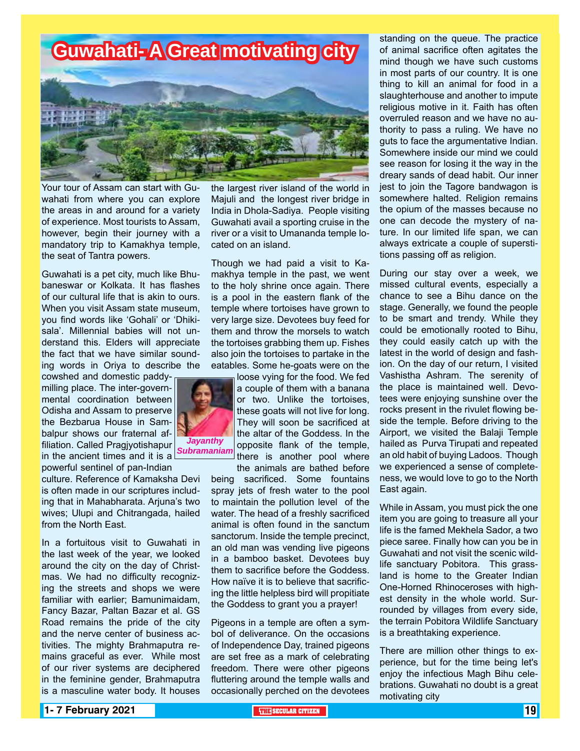# Guwahati- A Great motivating city

*Jayanthy Subramaniam*

Your tour of Assam can start with Guwahati from where you can explore the areas in and around for a variety of experience. Most tourists to Assam, however, begin their journey with a mandatory trip to Kamakhya temple, the seat of Tantra powers.

Guwahati is a pet city, much like Bhubaneswar or Kolkata. It has flashes of our cultural life that is akin to ours. When you visit Assam state museum, you find words like 'Gohali' or 'Dhikisala'. Millennial babies will not understand this. Elders will appreciate the fact that we have similar sounding words in Oriya to describe the cowshed and domestic paddy-milling place. The inter-governmental coordination between Odisha and Assam to preserve the Bezbarua House in Sambalpur shows our fraternal affiliation. Called Pragjyotishapur in the ancient times and it is a powerful sentinel of pan-Indian culture. Reference of Kamaksha Devi is often made in our scriptures including that in Mahabharata. Arjuna's two wives; Ulupi and Chitrangada, hailed from the North East.

In a fortuitous visit to Guwahati in the last week of the year, we looked around the city on the day of Christmas. We had no difficulty recognizing the streets and shops we were familiar with earlier; Bamunimaidam, Fancy Bazar, Paltan Bazar et al. GS Road remains the pride of the city and the nerve center of business activities. The mighty Brahmaputra remains graceful as ever. While most of our river systems are deciphered in the feminine gender, Brahmaputra is a masculine water body. It houses the largest river island of the world in Majuli and the longest river bridge in India in Dhola-Sadiya. People visiting Guwahati avail a sporting cruise in the river or a visit to Umananda temple located on an island.

Though we had paid a visit to Kamakhya temple in the past, we went to the holy shrine once again. There is a pool in the eastern flank of the temple where tortoises have grown to very large size. Devotees buy feed for them and throw the morsels to watch the tortoises grabbing them up. Fishes also join the tortoises to partake in the eatables. Some he-goats were on the loose vying for the food. We fed a couple of them with a banana or two. Unlike the tortoises, these goats will not live for long. They will soon be sacrificed at the altar of the Goddess. In the opposite flank of the temple, there is another pool where the animals are bathed before being sacrificed. Some fountains spray jets of fresh water to the pool to maintain the pollution level of the water. The head of a freshly sacrificed animal is often found in the sanctum sanctorum. Inside the temple precinct, an old man was vending live pigeons in a bamboo basket. Devotees buy them to sacrifice before the Goddess. How naïve it is to believe that sacrificing the little helpless bird will propitiate the Goddess to grant you a prayer!

Pigeons in a temple are often a symbol of deliverance. On the occasions of Independence Day, trained pigeons are set free as a mark of celebrating freedom. There were other pigeons fluttering around the temple walls and occasionally perched on the devotees standing on the queue. The practice of animal sacrifice often agitates the mind though we have such customs in most parts of our country. It is one thing to kill an animal for food in a slaughterhouse and another to impute religious motive in it. Faith has often overruled reason and we have no authority to pass a ruling. We have no guts to face the argumentative Indian. Somewhere inside our mind we could see reason for losing it the way in the dreary sands of dead habit. Our inner jest to join the Tagore bandwagon is somewhere halted. Religion remains the opium of the masses because no one can decode the mystery of nature. In our limited life span, we can always extricate a couple of superstitions passing off as religion.

During our stay over a week, we missed cultural events, especially a chance to see a Bihu dance on the stage. Generally, we found the people to be smart and trendy. While they could be emotionally rooted to Bihu, they could easily catch up with the latest in the world of design and fashion. On the day of our return, I visited Vashistha Ashram. The serenity of the place is maintained well. Devotees were enjoying sunshine over the rocks present in the rivulet flowing beside the temple. Before driving to the Airport, we visited the Balaji Temple hailed as Purva Tirupati and repeated an old habit of buying Ladoos. Though we experienced a sense of completeness, we would love to go to the North East again.

While in Assam, you must pick the one item you are going to treasure all your life is the famed Mekhela Sador, a two piece saree. Finally how can you be in Guwahati and not visit the scenic wildlife sanctuary Pobitora. This grassland is home to the Greater Indian One-Horned Rhinoceroses with highest density in the whole world. Surrounded by villages from every side, the terrain Pobitora Wildlife Sanctuary is a breathtaking experience.

There are million other things to experience, but for the time being let's enjoy the infectious Magh Bihu celebrations. Guwahati no doubt is a great motivating city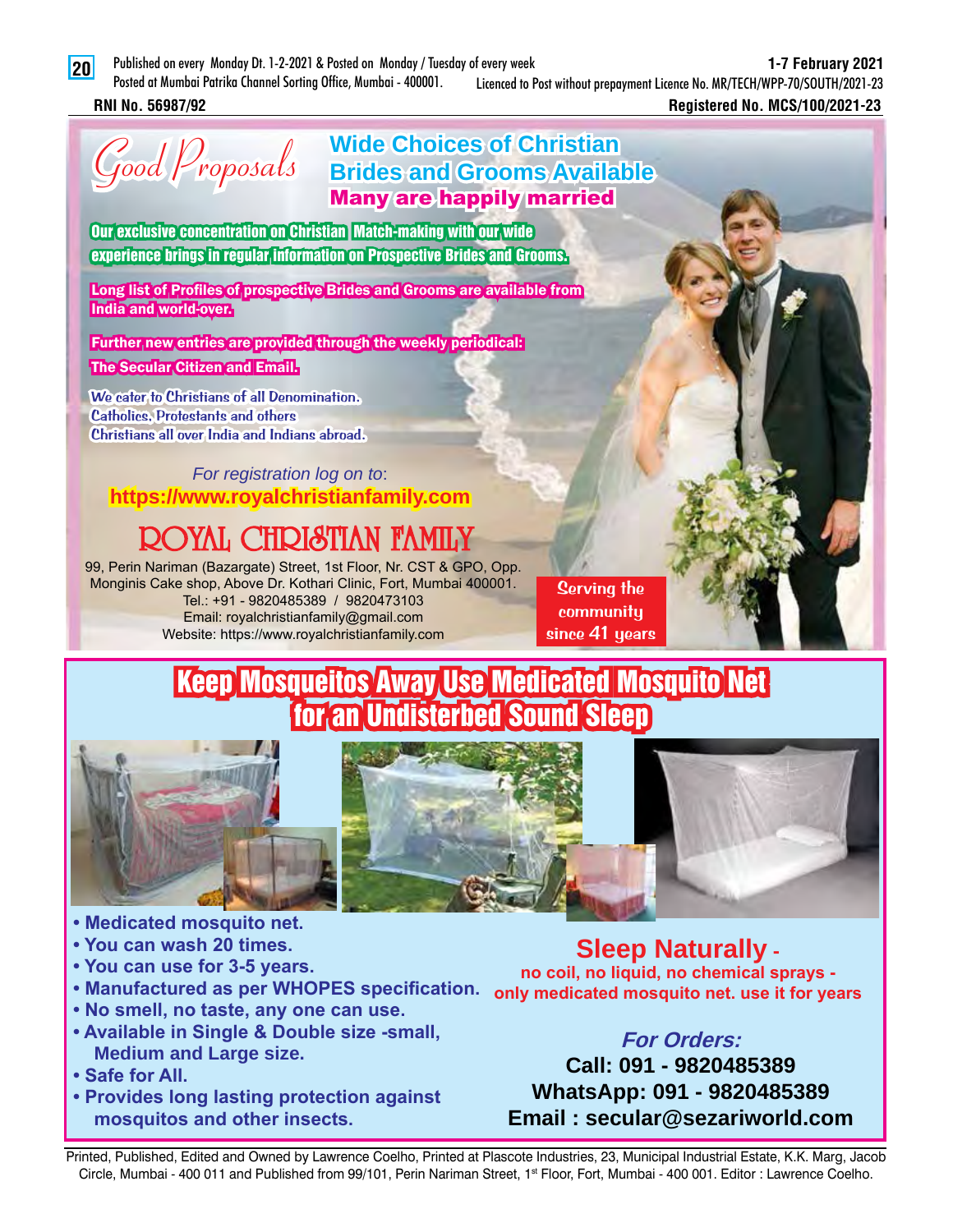Published on every Monday Dt. 1-2-2021 & Posted on Monday / Tuesday of every week
Posted at Mumbai Patrika Channel Sorting Office, Mumbai - 400001.

1-7 February 2021
Licenced to Post without prepayment Licence No. MR/TECH/WPP-70/SOUTH/2021-23

RNI No. 56987/92

Registered No. MCS/100/2021-23

# Good Proposals

## Wide Choices of Christian Brides and Grooms Available

**Many are happily married**

Our exclusive concentration on Christian Match-making with our wide experience brings in regular information on Prospective Brides and Grooms.

Long list of Profiles of prospective Brides and Grooms are available from India and world-over.

Further new entries are provided through the weekly periodical: The Secular Citizen and Email.

We cater to Christians of all Denomination.
Catholics, Protestants and others
Christians all over India and Indians abroad.

*For registration log on to*:
**https://www.royalchristianfamily.com**

## ROYAL CHRISTIAN FAMILY

99, Perin Nariman (Bazargate) Street, 1st Floor, Nr. CST & GPO, Opp. Monginis Cake shop, Above Dr. Kothari Clinic, Fort, Mumbai 400001.
Tel.: +91 - 9820485389 / 9820473103
Email: royalchristianfamily@gmail.com
Website: https://www.royalchristianfamily.com

Serving the community since 41 years

## Keep Mosqueitos Away Use Medicated Mosquito Net for an Undisterbed Sound Sleep

- Medicated mosquito net.
- You can wash 20 times.
- You can use for 3-5 years.
- Manufactured as per WHOPES specification.
- No smell, no taste, any one can use.
- Available in Single & Double size -small, Medium and Large size.
- Safe for All.
- Provides long lasting protection against mosquitos and other insects.

**Sleep Naturally -**
no coil, no liquid, no chemical sprays - only medicated mosquito net. use it for years

*For Orders:*
**Call: 091 - 9820485389**
**WhatsApp: 091 - 9820485389**
**Email : secular@sezariworld.com**

Printed, Published, Edited and Owned by Lawrence Coelho, Printed at Plascote Industries, 23, Municipal Industrial Estate, K.K. Marg, Jacob Circle, Mumbai - 400 011 and Published from 99/101, Perin Nariman Street, 1st Floor, Fort, Mumbai - 400 001. Editor : Lawrence Coelho.